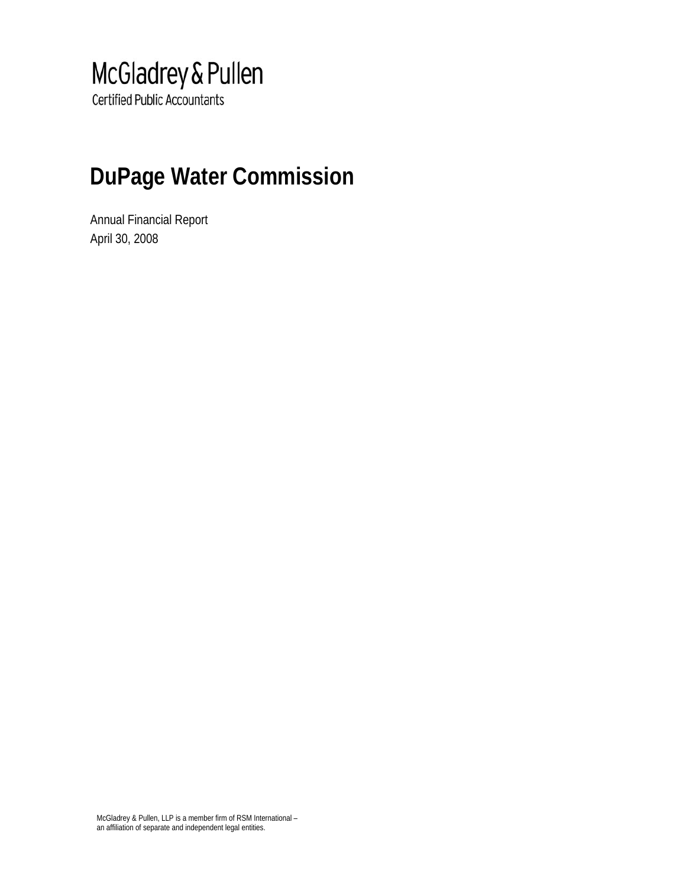McGladrey & Pullen

Certified Public Accountants

# DuPage Water Commission

Annual Financial Report

April 30, 2008

McGladrey & Pullen, LLP is a member firm of RSM International – an affiliation of separate and independent legal entities.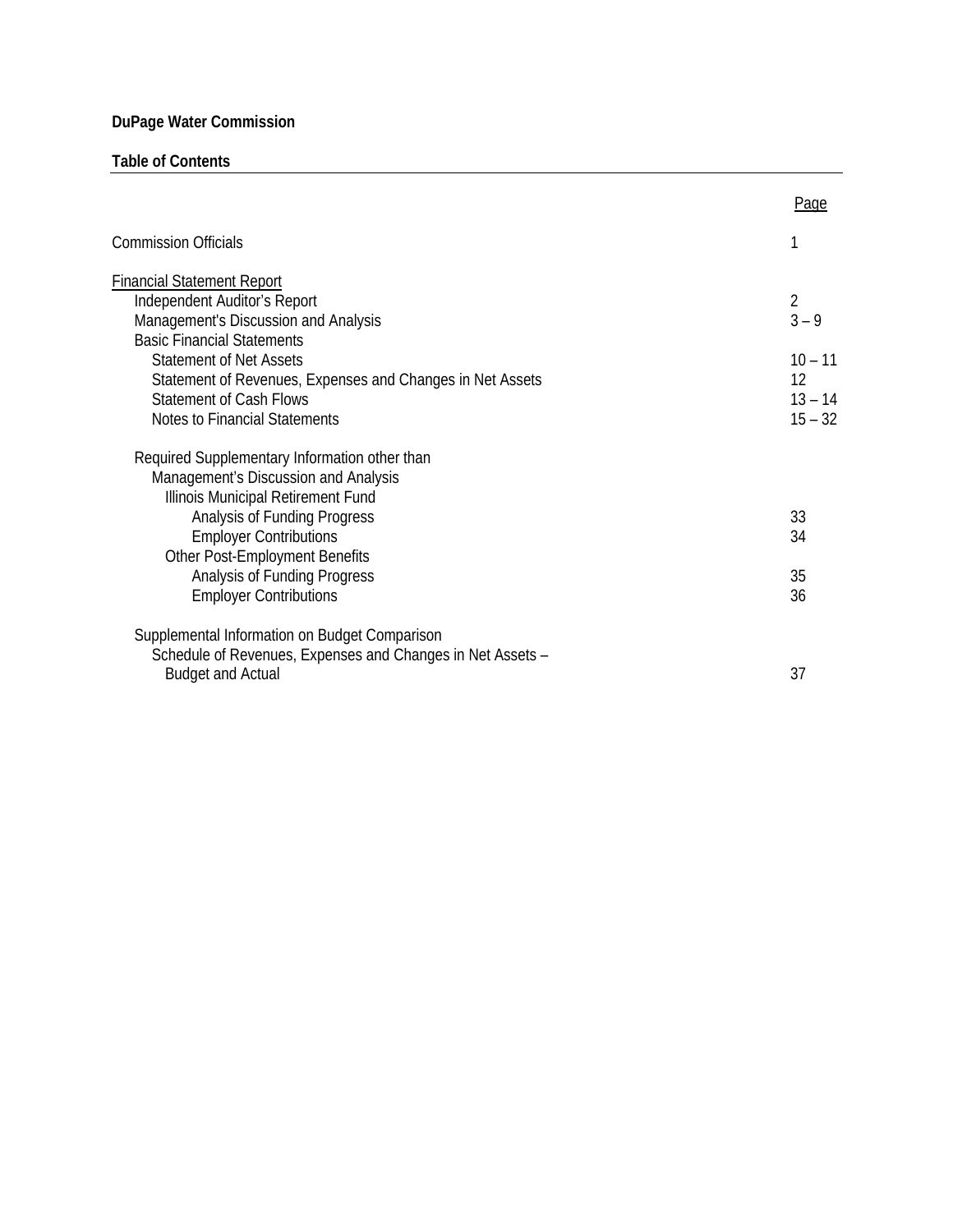**DuPage Water Commission**

**Table of Contents**

| | Page |
|---|---|
| Commission Officials | 1 |
| Financial Statement Report | |
| Independent Auditor's Report | 2 |
| Management's Discussion and Analysis | 3 – 9 |
| Basic Financial Statements | |
| Statement of Net Assets | 10 – 11 |
| Statement of Revenues, Expenses and Changes in Net Assets | 12 |
| Statement of Cash Flows | 13 – 14 |
| Notes to Financial Statements | 15 – 32 |
| Required Supplementary Information other than Management's Discussion and Analysis | |
| Illinois Municipal Retirement Fund | |
| Analysis of Funding Progress | 33 |
| Employer Contributions | 34 |
| Other Post-Employment Benefits | |
| Analysis of Funding Progress | 35 |
| Employer Contributions | 36 |
| Supplemental Information on Budget Comparison | |
| Schedule of Revenues, Expenses and Changes in Net Assets – Budget and Actual | 37 |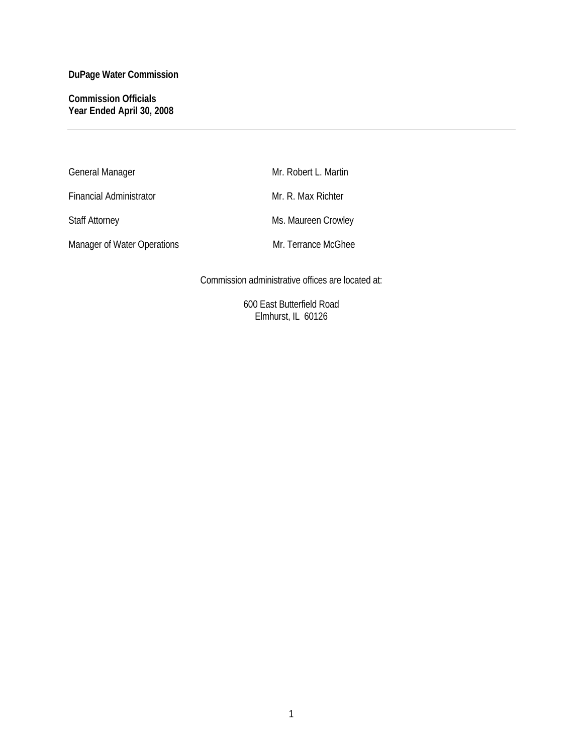**DuPage Water Commission**

**Commission Officials**
**Year Ended April 30, 2008**

---

| | |
|---|---|
| General Manager | Mr. Robert L. Martin |
| Financial Administrator | Mr. R. Max Richter |
| Staff Attorney | Ms. Maureen Crowley |
| Manager of Water Operations | Mr. Terrance McGhee |

Commission administrative offices are located at:

600 East Butterfield Road
Elmhurst, IL 60126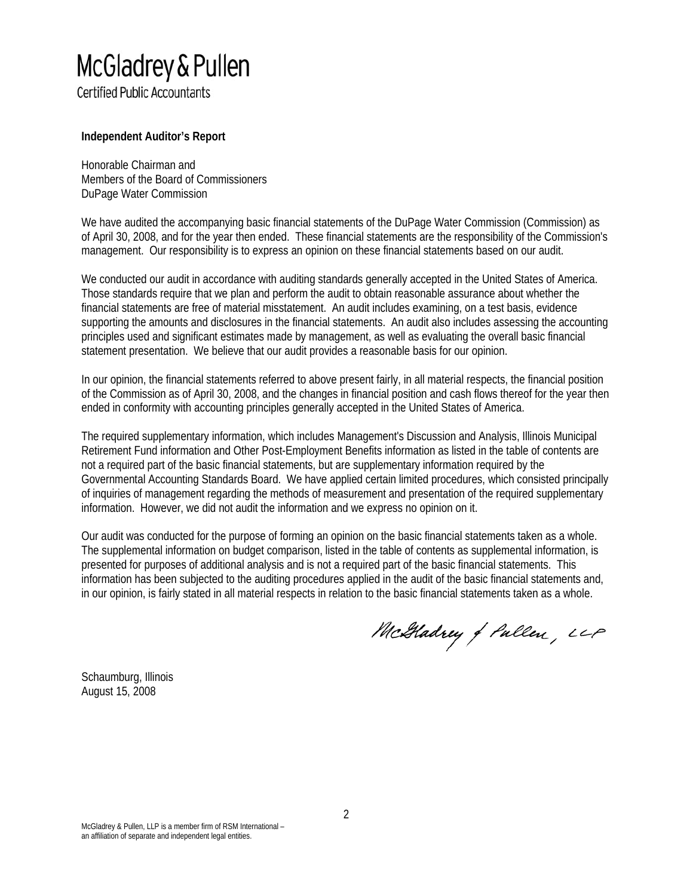# McGladrey & Pullen

Certified Public Accountants

**Independent Auditor's Report**

Honorable Chairman and
Members of the Board of Commissioners
DuPage Water Commission

We have audited the accompanying basic financial statements of the DuPage Water Commission (Commission) as of April 30, 2008, and for the year then ended. These financial statements are the responsibility of the Commission's management. Our responsibility is to express an opinion on these financial statements based on our audit.

We conducted our audit in accordance with auditing standards generally accepted in the United States of America. Those standards require that we plan and perform the audit to obtain reasonable assurance about whether the financial statements are free of material misstatement. An audit includes examining, on a test basis, evidence supporting the amounts and disclosures in the financial statements. An audit also includes assessing the accounting principles used and significant estimates made by management, as well as evaluating the overall basic financial statement presentation. We believe that our audit provides a reasonable basis for our opinion.

In our opinion, the financial statements referred to above present fairly, in all material respects, the financial position of the Commission as of April 30, 2008, and the changes in financial position and cash flows thereof for the year then ended in conformity with accounting principles generally accepted in the United States of America.

The required supplementary information, which includes Management's Discussion and Analysis, Illinois Municipal Retirement Fund information and Other Post-Employment Benefits information as listed in the table of contents are not a required part of the basic financial statements, but are supplementary information required by the Governmental Accounting Standards Board. We have applied certain limited procedures, which consisted principally of inquiries of management regarding the methods of measurement and presentation of the required supplementary information. However, we did not audit the information and we express no opinion on it.

Our audit was conducted for the purpose of forming an opinion on the basic financial statements taken as a whole. The supplemental information on budget comparison, listed in the table of contents as supplemental information, is presented for purposes of additional analysis and is not a required part of the basic financial statements. This information has been subjected to the auditing procedures applied in the audit of the basic financial statements and, in our opinion, is fairly stated in all material respects in relation to the basic financial statements taken as a whole.

McGladrey & Pullen, LLP

Schaumburg, Illinois
August 15, 2008

McGladrey & Pullen, LLP is a member firm of RSM International –
an affiliation of separate and independent legal entities.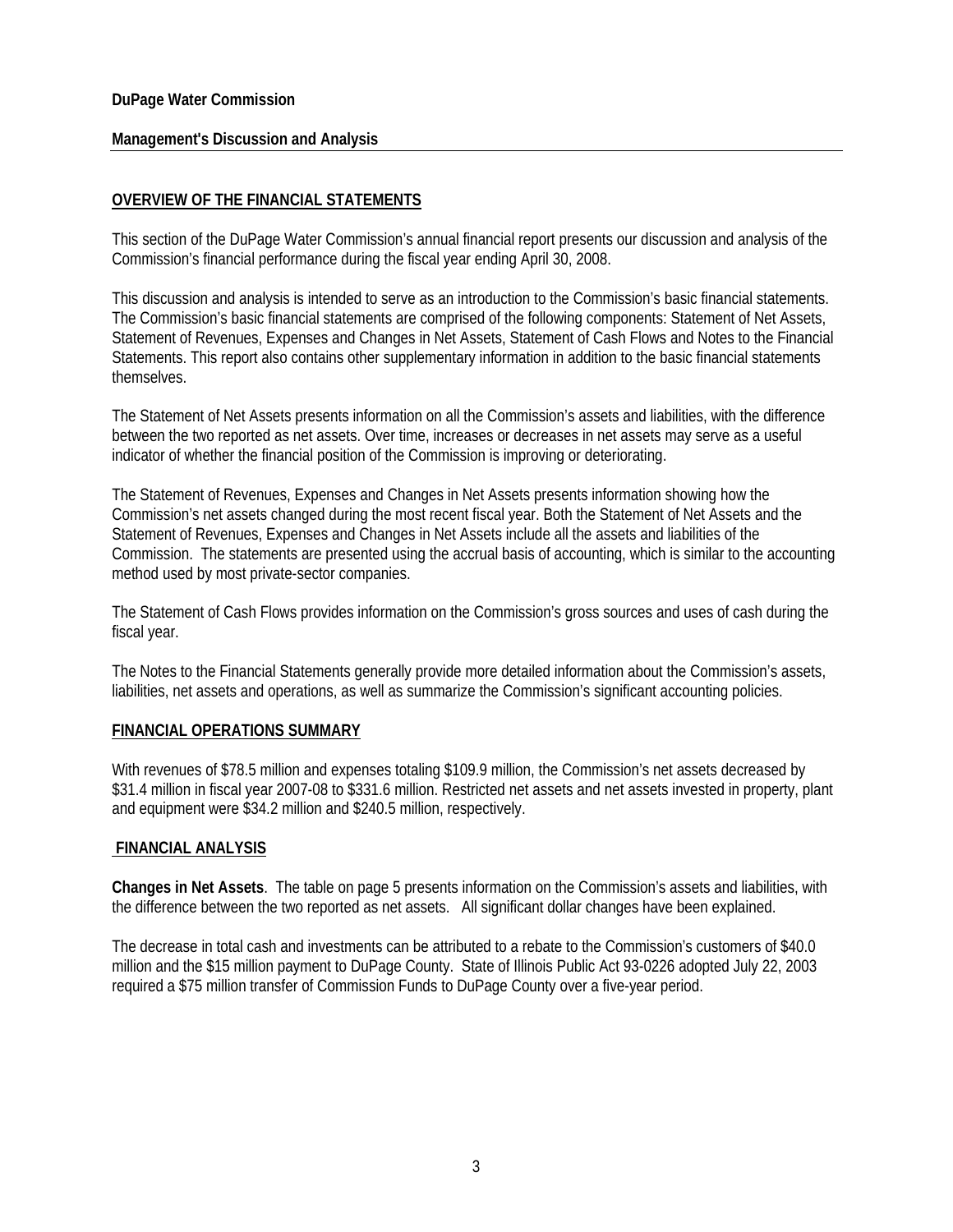**DuPage Water Commission**

**Management's Discussion and Analysis**

## OVERVIEW OF THE FINANCIAL STATEMENTS

This section of the DuPage Water Commission's annual financial report presents our discussion and analysis of the Commission's financial performance during the fiscal year ending April 30, 2008.

This discussion and analysis is intended to serve as an introduction to the Commission's basic financial statements. The Commission's basic financial statements are comprised of the following components: Statement of Net Assets, Statement of Revenues, Expenses and Changes in Net Assets, Statement of Cash Flows and Notes to the Financial Statements. This report also contains other supplementary information in addition to the basic financial statements themselves.

The Statement of Net Assets presents information on all the Commission's assets and liabilities, with the difference between the two reported as net assets. Over time, increases or decreases in net assets may serve as a useful indicator of whether the financial position of the Commission is improving or deteriorating.

The Statement of Revenues, Expenses and Changes in Net Assets presents information showing how the Commission's net assets changed during the most recent fiscal year. Both the Statement of Net Assets and the Statement of Revenues, Expenses and Changes in Net Assets include all the assets and liabilities of the Commission. The statements are presented using the accrual basis of accounting, which is similar to the accounting method used by most private-sector companies.

The Statement of Cash Flows provides information on the Commission's gross sources and uses of cash during the fiscal year.

The Notes to the Financial Statements generally provide more detailed information about the Commission's assets, liabilities, net assets and operations, as well as summarize the Commission's significant accounting policies.

## FINANCIAL OPERATIONS SUMMARY

With revenues of $78.5 million and expenses totaling $109.9 million, the Commission's net assets decreased by $31.4 million in fiscal year 2007-08 to $331.6 million. Restricted net assets and net assets invested in property, plant and equipment were $34.2 million and $240.5 million, respectively.

## FINANCIAL ANALYSIS

**Changes in Net Assets**. The table on page 5 presents information on the Commission's assets and liabilities, with the difference between the two reported as net assets. All significant dollar changes have been explained.

The decrease in total cash and investments can be attributed to a rebate to the Commission's customers of $40.0 million and the $15 million payment to DuPage County. State of Illinois Public Act 93-0226 adopted July 22, 2003 required a $75 million transfer of Commission Funds to DuPage County over a five-year period.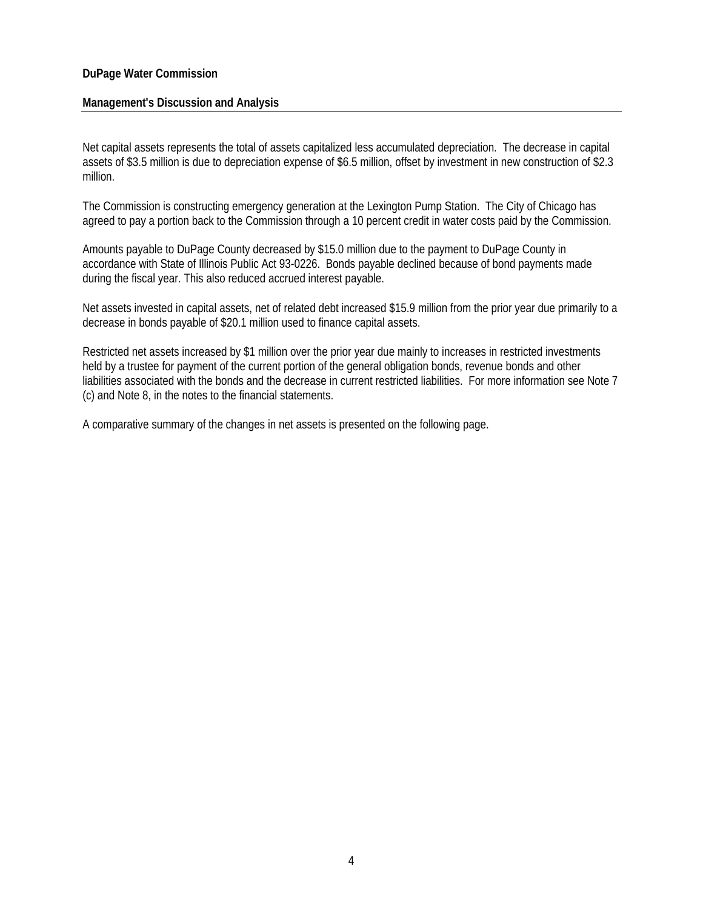**DuPage Water Commission**

**Management's Discussion and Analysis**

Net capital assets represents the total of assets capitalized less accumulated depreciation. The decrease in capital assets of $3.5 million is due to depreciation expense of $6.5 million, offset by investment in new construction of $2.3 million.

The Commission is constructing emergency generation at the Lexington Pump Station. The City of Chicago has agreed to pay a portion back to the Commission through a 10 percent credit in water costs paid by the Commission.

Amounts payable to DuPage County decreased by $15.0 million due to the payment to DuPage County in accordance with State of Illinois Public Act 93-0226. Bonds payable declined because of bond payments made during the fiscal year. This also reduced accrued interest payable.

Net assets invested in capital assets, net of related debt increased $15.9 million from the prior year due primarily to a decrease in bonds payable of $20.1 million used to finance capital assets.

Restricted net assets increased by $1 million over the prior year due mainly to increases in restricted investments held by a trustee for payment of the current portion of the general obligation bonds, revenue bonds and other liabilities associated with the bonds and the decrease in current restricted liabilities. For more information see Note 7 (c) and Note 8, in the notes to the financial statements.

A comparative summary of the changes in net assets is presented on the following page.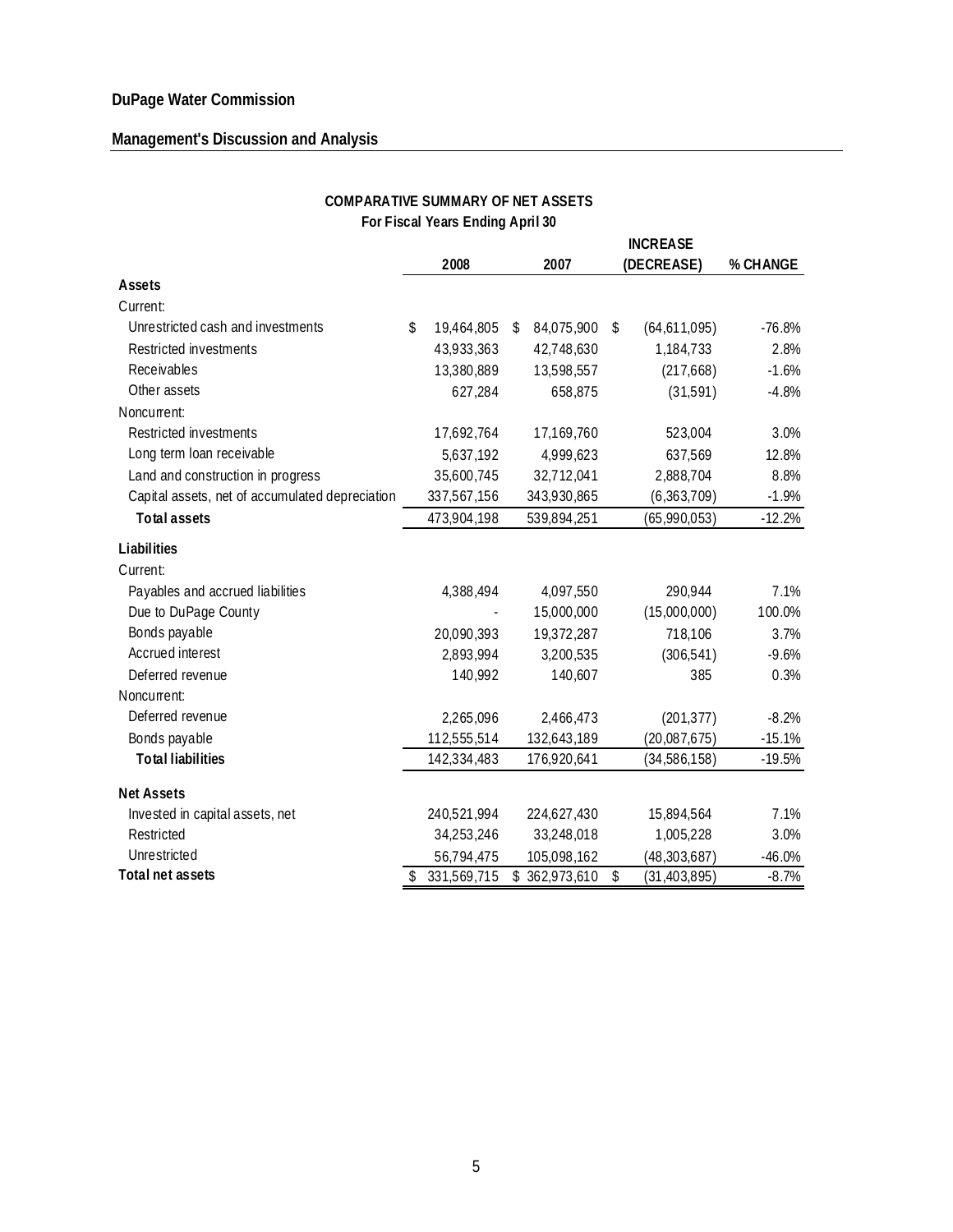## DuPage Water Commission

## Management's Discussion and Analysis

**COMPARATIVE SUMMARY OF NET ASSETS**
**For Fiscal Years Ending April 30**

| | 2008 | 2007 | INCREASE (DECREASE) | % CHANGE |
|---|---|---|---|---|
| **Assets** | | | | |
| Current: | | | | |
| Unrestricted cash and investments | $ 19,464,805 | $ 84,075,900 | $ (64,611,095) | -76.8% |
| Restricted investments | 43,933,363 | 42,748,630 | 1,184,733 | 2.8% |
| Receivables | 13,380,889 | 13,598,557 | (217,668) | -1.6% |
| Other assets | 627,284 | 658,875 | (31,591) | -4.8% |
| Noncurrent: | | | | |
| Restricted investments | 17,692,764 | 17,169,760 | 523,004 | 3.0% |
| Long term loan receivable | 5,637,192 | 4,999,623 | 637,569 | 12.8% |
| Land and construction in progress | 35,600,745 | 32,712,041 | 2,888,704 | 8.8% |
| Capital assets, net of accumulated depreciation | 337,567,156 | 343,930,865 | (6,363,709) | -1.9% |
| **Total assets** | 473,904,198 | 539,894,251 | (65,990,053) | -12.2% |
| **Liabilities** | | | | |
| Current: | | | | |
| Payables and accrued liabilities | 4,388,494 | 4,097,550 | 290,944 | 7.1% |
| Due to DuPage County | - | 15,000,000 | (15,000,000) | 100.0% |
| Bonds payable | 20,090,393 | 19,372,287 | 718,106 | 3.7% |
| Accrued interest | 2,893,994 | 3,200,535 | (306,541) | -9.6% |
| Deferred revenue | 140,992 | 140,607 | 385 | 0.3% |
| Noncurrent: | | | | |
| Deferred revenue | 2,265,096 | 2,466,473 | (201,377) | -8.2% |
| Bonds payable | 112,555,514 | 132,643,189 | (20,087,675) | -15.1% |
| **Total liabilities** | 142,334,483 | 176,920,641 | (34,586,158) | -19.5% |
| **Net Assets** | | | | |
| Invested in capital assets, net | 240,521,994 | 224,627,430 | 15,894,564 | 7.1% |
| Restricted | 34,253,246 | 33,248,018 | 1,005,228 | 3.0% |
| Unrestricted | 56,794,475 | 105,098,162 | (48,303,687) | -46.0% |
| **Total net assets** | $ 331,569,715 | $ 362,973,610 | $ (31,403,895) | -8.7% |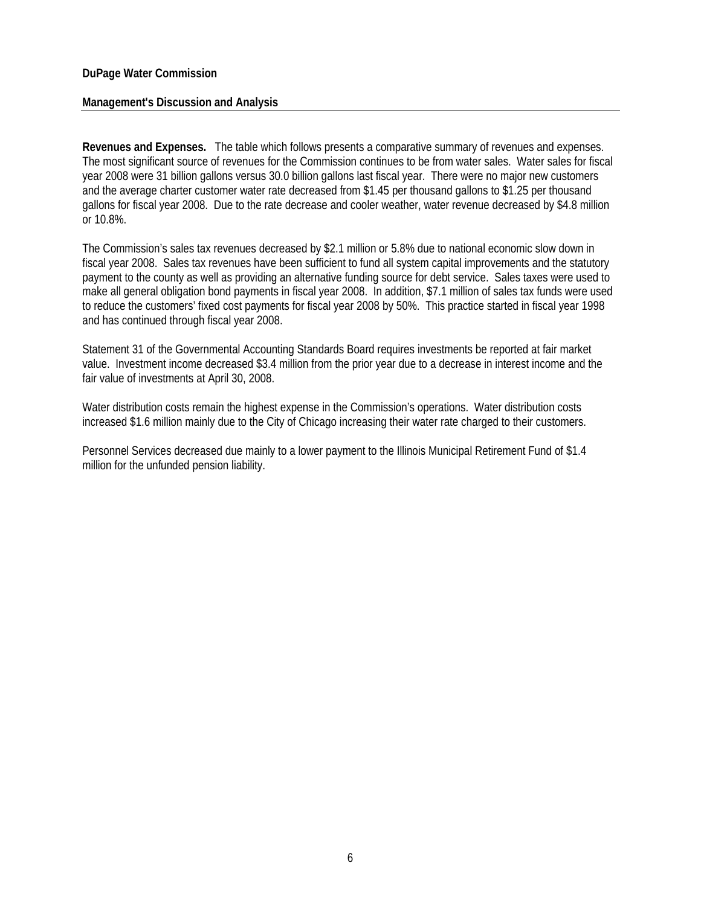**DuPage Water Commission**

**Management's Discussion and Analysis**

**Revenues and Expenses.** The table which follows presents a comparative summary of revenues and expenses. The most significant source of revenues for the Commission continues to be from water sales. Water sales for fiscal year 2008 were 31 billion gallons versus 30.0 billion gallons last fiscal year. There were no major new customers and the average charter customer water rate decreased from $1.45 per thousand gallons to $1.25 per thousand gallons for fiscal year 2008. Due to the rate decrease and cooler weather, water revenue decreased by $4.8 million or 10.8%.

The Commission's sales tax revenues decreased by $2.1 million or 5.8% due to national economic slow down in fiscal year 2008. Sales tax revenues have been sufficient to fund all system capital improvements and the statutory payment to the county as well as providing an alternative funding source for debt service. Sales taxes were used to make all general obligation bond payments in fiscal year 2008. In addition, $7.1 million of sales tax funds were used to reduce the customers' fixed cost payments for fiscal year 2008 by 50%. This practice started in fiscal year 1998 and has continued through fiscal year 2008.

Statement 31 of the Governmental Accounting Standards Board requires investments be reported at fair market value. Investment income decreased $3.4 million from the prior year due to a decrease in interest income and the fair value of investments at April 30, 2008.

Water distribution costs remain the highest expense in the Commission's operations. Water distribution costs increased $1.6 million mainly due to the City of Chicago increasing their water rate charged to their customers.

Personnel Services decreased due mainly to a lower payment to the Illinois Municipal Retirement Fund of $1.4 million for the unfunded pension liability.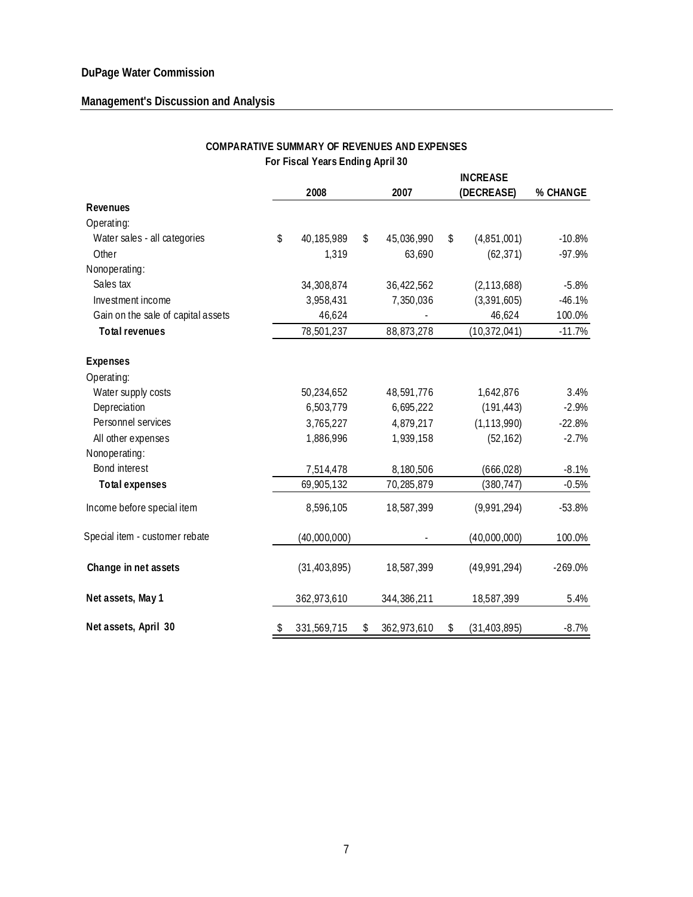**DuPage Water Commission**

**Management's Discussion and Analysis**

**COMPARATIVE SUMMARY OF REVENUES AND EXPENSES**
**For Fiscal Years Ending April 30**

| | 2008 | 2007 | INCREASE (DECREASE) | % CHANGE |
|---|---|---|---|---|
| **Revenues** | | | | |
| Operating: | | | | |
| Water sales - all categories | $ 40,185,989 | $ 45,036,990 | $ (4,851,001) | -10.8% |
| Other | 1,319 | 63,690 | (62,371) | -97.9% |
| Nonoperating: | | | | |
| Sales tax | 34,308,874 | 36,422,562 | (2,113,688) | -5.8% |
| Investment income | 3,958,431 | 7,350,036 | (3,391,605) | -46.1% |
| Gain on the sale of capital assets | 46,624 | - | 46,624 | 100.0% |
| **Total revenues** | 78,501,237 | 88,873,278 | (10,372,041) | -11.7% |
| **Expenses** | | | | |
| Operating: | | | | |
| Water supply costs | 50,234,652 | 48,591,776 | 1,642,876 | 3.4% |
| Depreciation | 6,503,779 | 6,695,222 | (191,443) | -2.9% |
| Personnel services | 3,765,227 | 4,879,217 | (1,113,990) | -22.8% |
| All other expenses | 1,886,996 | 1,939,158 | (52,162) | -2.7% |
| Nonoperating: | | | | |
| Bond interest | 7,514,478 | 8,180,506 | (666,028) | -8.1% |
| **Total expenses** | 69,905,132 | 70,285,879 | (380,747) | -0.5% |
| Income before special item | 8,596,105 | 18,587,399 | (9,991,294) | -53.8% |
| Special item - customer rebate | (40,000,000) | - | (40,000,000) | 100.0% |
| **Change in net assets** | (31,403,895) | 18,587,399 | (49,991,294) | -269.0% |
| **Net assets, May 1** | 362,973,610 | 344,386,211 | 18,587,399 | 5.4% |
| **Net assets, April 30** | $ 331,569,715 | $ 362,973,610 | $ (31,403,895) | -8.7% |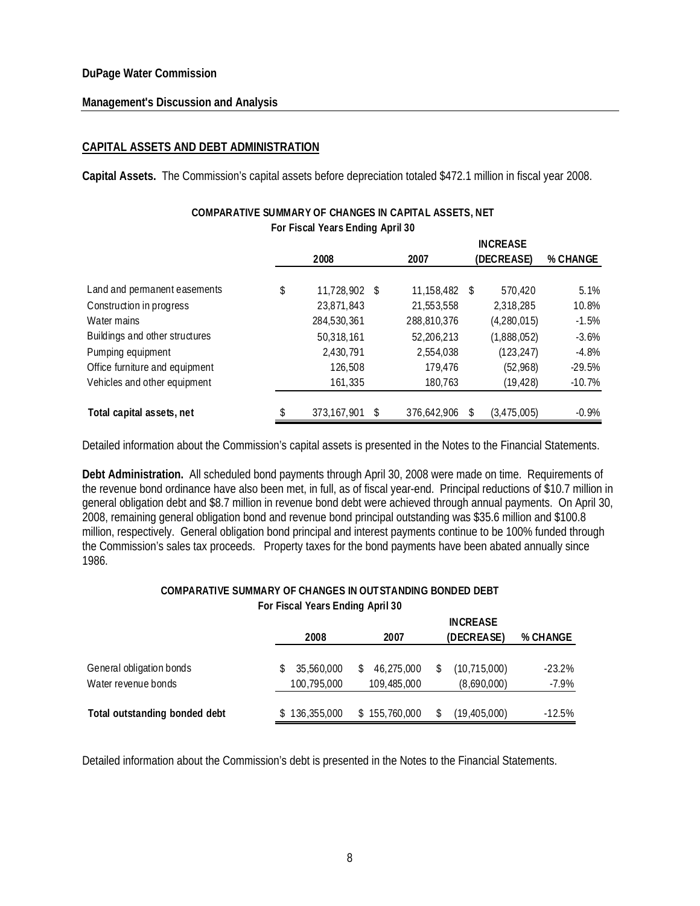**DuPage Water Commission**

**Management's Discussion and Analysis**

## CAPITAL ASSETS AND DEBT ADMINISTRATION

**Capital Assets.** The Commission's capital assets before depreciation totaled $472.1 million in fiscal year 2008.

**COMPARATIVE SUMMARY OF CHANGES IN CAPITAL ASSETS, NET**
**For Fiscal Years Ending April 30**

| | 2008 | 2007 | INCREASE (DECREASE) | % CHANGE |
|---|---|---|---|---|
| Land and permanent easements | $ 11,728,902 | $ 11,158,482 | $ 570,420 | 5.1% |
| Construction in progress | 23,871,843 | 21,553,558 | 2,318,285 | 10.8% |
| Water mains | 284,530,361 | 288,810,376 | (4,280,015) | -1.5% |
| Buildings and other structures | 50,318,161 | 52,206,213 | (1,888,052) | -3.6% |
| Pumping equipment | 2,430,791 | 2,554,038 | (123,247) | -4.8% |
| Office furniture and equipment | 126,508 | 179,476 | (52,968) | -29.5% |
| Vehicles and other equipment | 161,335 | 180,763 | (19,428) | -10.7% |
| **Total capital assets, net** | $ 373,167,901 | $ 376,642,906 | $ (3,475,005) | -0.9% |

Detailed information about the Commission's capital assets is presented in the Notes to the Financial Statements.

**Debt Administration.** All scheduled bond payments through April 30, 2008 were made on time. Requirements of the revenue bond ordinance have also been met, in full, as of fiscal year-end. Principal reductions of $10.7 million in general obligation debt and $8.7 million in revenue bond debt were achieved through annual payments. On April 30, 2008, remaining general obligation bond and revenue bond principal outstanding was $35.6 million and $100.8 million, respectively. General obligation bond principal and interest payments continue to be 100% funded through the Commission's sales tax proceeds. Property taxes for the bond payments have been abated annually since 1986.

**COMPARATIVE SUMMARY OF CHANGES IN OUTSTANDING BONDED DEBT**
**For Fiscal Years Ending April 30**

| | 2008 | 2007 | INCREASE (DECREASE) | % CHANGE |
|---|---|---|---|---|
| General obligation bonds | $ 35,560,000 | $ 46,275,000 | $ (10,715,000) | -23.2% |
| Water revenue bonds | 100,795,000 | 109,485,000 | (8,690,000) | -7.9% |
| **Total outstanding bonded debt** | $ 136,355,000 | $ 155,760,000 | $ (19,405,000) | -12.5% |

Detailed information about the Commission's debt is presented in the Notes to the Financial Statements.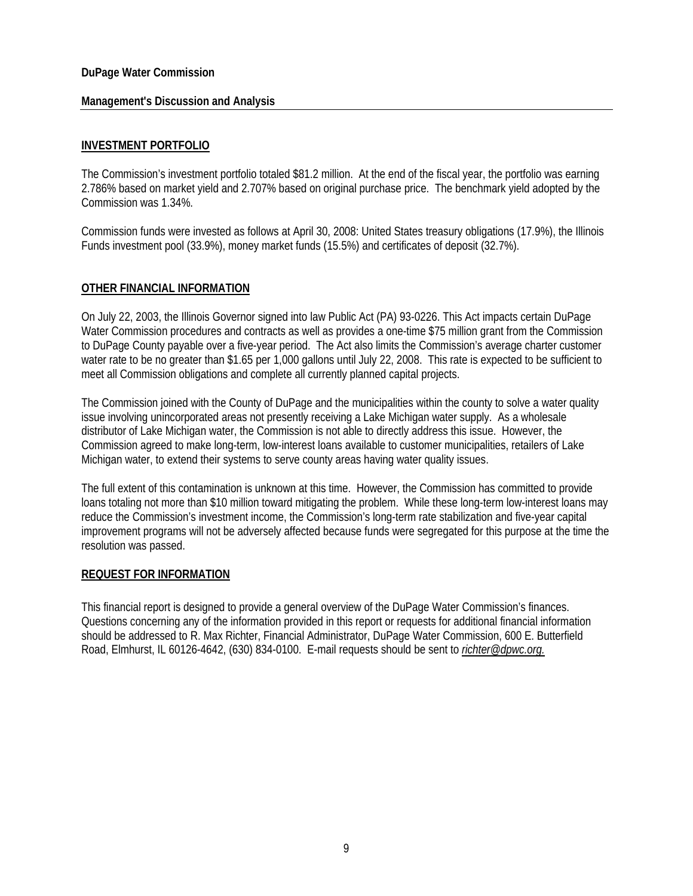**DuPage Water Commission**

**Management's Discussion and Analysis**

## INVESTMENT PORTFOLIO

The Commission's investment portfolio totaled $81.2 million. At the end of the fiscal year, the portfolio was earning 2.786% based on market yield and 2.707% based on original purchase price. The benchmark yield adopted by the Commission was 1.34%.

Commission funds were invested as follows at April 30, 2008: United States treasury obligations (17.9%), the Illinois Funds investment pool (33.9%), money market funds (15.5%) and certificates of deposit (32.7%).

## OTHER FINANCIAL INFORMATION

On July 22, 2003, the Illinois Governor signed into law Public Act (PA) 93-0226. This Act impacts certain DuPage Water Commission procedures and contracts as well as provides a one-time $75 million grant from the Commission to DuPage County payable over a five-year period. The Act also limits the Commission's average charter customer water rate to be no greater than $1.65 per 1,000 gallons until July 22, 2008. This rate is expected to be sufficient to meet all Commission obligations and complete all currently planned capital projects.

The Commission joined with the County of DuPage and the municipalities within the county to solve a water quality issue involving unincorporated areas not presently receiving a Lake Michigan water supply. As a wholesale distributor of Lake Michigan water, the Commission is not able to directly address this issue. However, the Commission agreed to make long-term, low-interest loans available to customer municipalities, retailers of Lake Michigan water, to extend their systems to serve county areas having water quality issues.

The full extent of this contamination is unknown at this time. However, the Commission has committed to provide loans totaling not more than $10 million toward mitigating the problem. While these long-term low-interest loans may reduce the Commission's investment income, the Commission's long-term rate stabilization and five-year capital improvement programs will not be adversely affected because funds were segregated for this purpose at the time the resolution was passed.

## REQUEST FOR INFORMATION

This financial report is designed to provide a general overview of the DuPage Water Commission's finances. Questions concerning any of the information provided in this report or requests for additional financial information should be addressed to R. Max Richter, Financial Administrator, DuPage Water Commission, 600 E. Butterfield Road, Elmhurst, IL 60126-4642, (630) 834-0100. E-mail requests should be sent to *richter@dpwc.org.*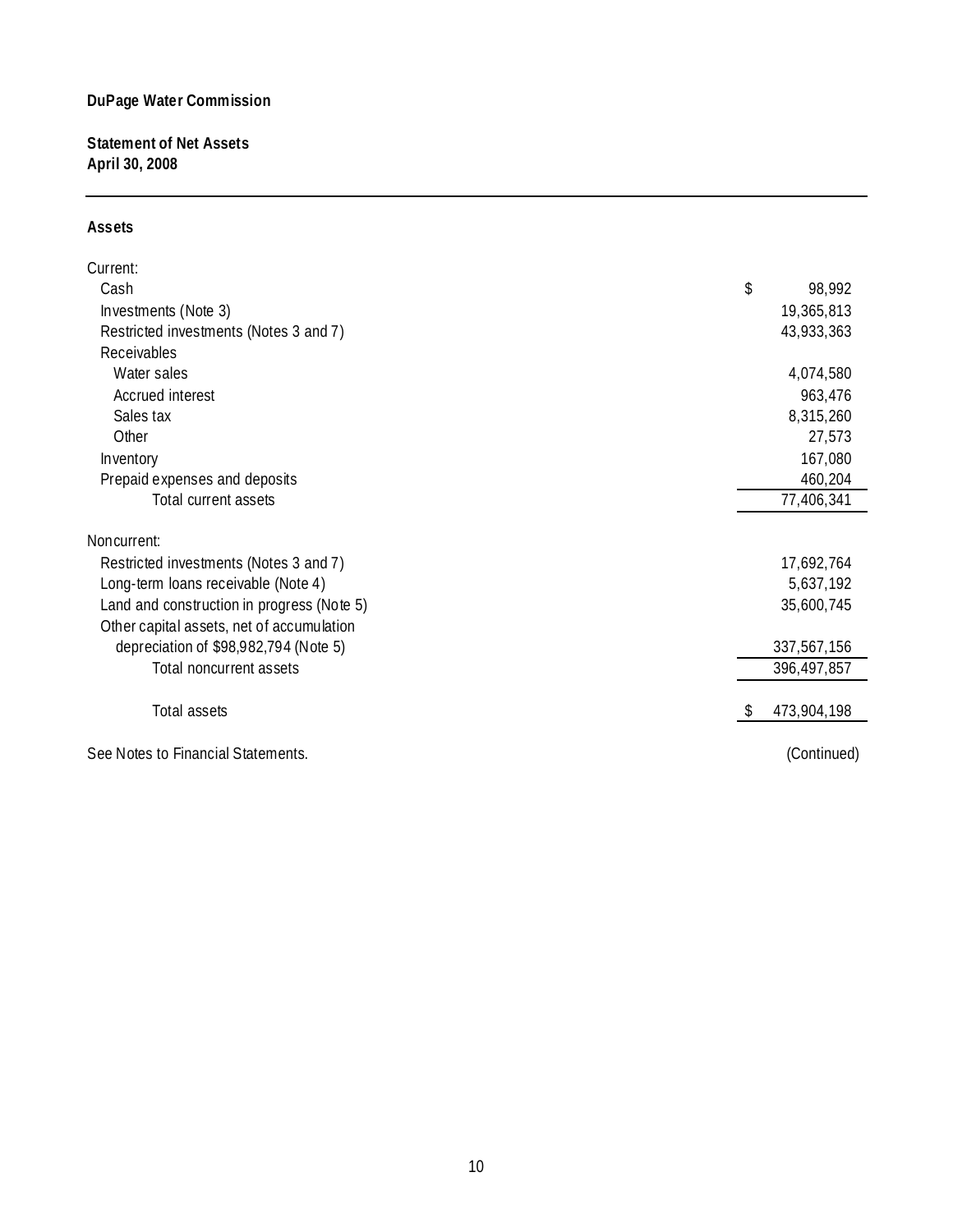**DuPage Water Commission**

**Statement of Net Assets**
**April 30, 2008**

---

**Assets**

| | |
|---|---|
| Current: | |
| Cash | $ 98,992 |
| Investments (Note 3) | 19,365,813 |
| Restricted investments (Notes 3 and 7) | 43,933,363 |
| Receivables | |
| Water sales | 4,074,580 |
| Accrued interest | 963,476 |
| Sales tax | 8,315,260 |
| Other | 27,573 |
| Inventory | 167,080 |
| Prepaid expenses and deposits | 460,204 |
| Total current assets | 77,406,341 |
| Noncurrent: | |
| Restricted investments (Notes 3 and 7) | 17,692,764 |
| Long-term loans receivable (Note 4) | 5,637,192 |
| Land and construction in progress (Note 5) | 35,600,745 |
| Other capital assets, net of accumulation depreciation of $98,982,794 (Note 5) | 337,567,156 |
| Total noncurrent assets | 396,497,857 |
| Total assets | $ 473,904,198 |

See Notes to Financial Statements.

(Continued)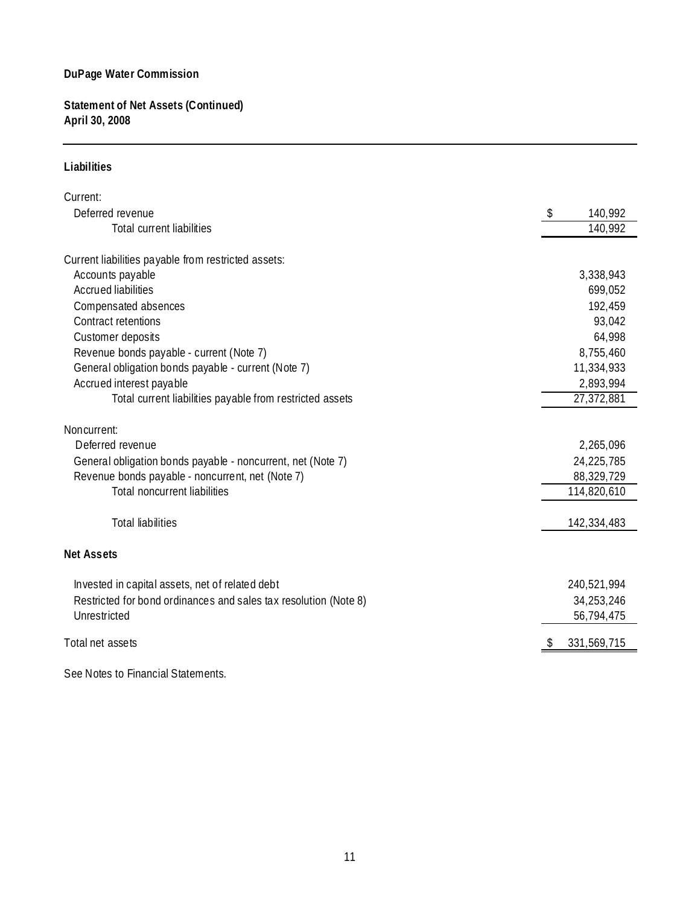**DuPage Water Commission**

**Statement of Net Assets (Continued)**
**April 30, 2008**

---

**Liabilities**

| | |
|---|---|
| Current: | |
| Deferred revenue | $ 140,992 |
| Total current liabilities | 140,992 |
| | |
| Current liabilities payable from restricted assets: | |
| Accounts payable | 3,338,943 |
| Accrued liabilities | 699,052 |
| Compensated absences | 192,459 |
| Contract retentions | 93,042 |
| Customer deposits | 64,998 |
| Revenue bonds payable - current (Note 7) | 8,755,460 |
| General obligation bonds payable - current (Note 7) | 11,334,933 |
| Accrued interest payable | 2,893,994 |
| Total current liabilities payable from restricted assets | 27,372,881 |
| | |
| Noncurrent: | |
| Deferred revenue | 2,265,096 |
| General obligation bonds payable - noncurrent, net (Note 7) | 24,225,785 |
| Revenue bonds payable - noncurrent, net (Note 7) | 88,329,729 |
| Total noncurrent liabilities | 114,820,610 |
| | |
| Total liabilities | 142,334,483 |

**Net Assets**

| | |
|---|---|
| Invested in capital assets, net of related debt | 240,521,994 |
| Restricted for bond ordinances and sales tax resolution (Note 8) | 34,253,246 |
| Unrestricted | 56,794,475 |
| | |
| Total net assets | $ 331,569,715 |

See Notes to Financial Statements.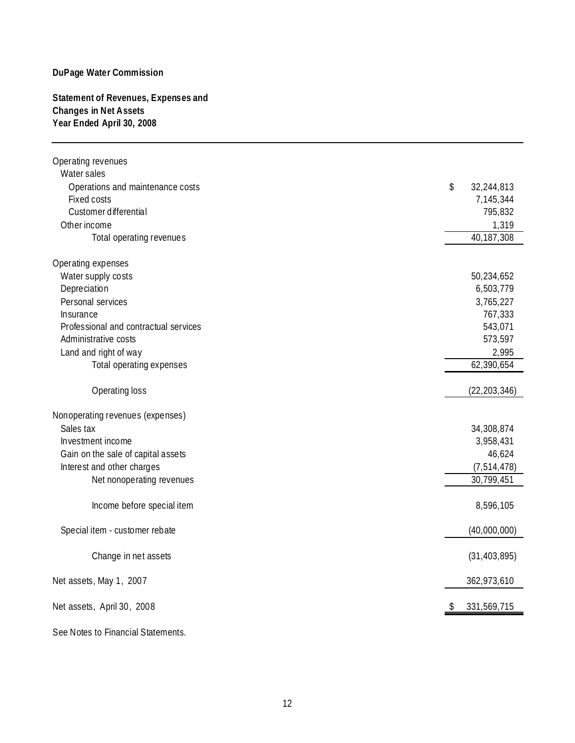**DuPage Water Commission**

**Statement of Revenues, Expenses and Changes in Net Assets**
**Year Ended April 30, 2008**

| | |
|---|---|
| Operating revenues | |
| Water sales | |
| Operations and maintenance costs | $ 32,244,813 |
| Fixed costs | 7,145,344 |
| Customer differential | 795,832 |
| Other income | 1,319 |
| Total operating revenues | 40,187,308 |
| | |
| Operating expenses | |
| Water supply costs | 50,234,652 |
| Depreciation | 6,503,779 |
| Personal services | 3,765,227 |
| Insurance | 767,333 |
| Professional and contractual services | 543,071 |
| Administrative costs | 573,597 |
| Land and right of way | 2,995 |
| Total operating expenses | 62,390,654 |
| | |
| Operating loss | (22,203,346) |
| | |
| Nonoperating revenues (expenses) | |
| Sales tax | 34,308,874 |
| Investment income | 3,958,431 |
| Gain on the sale of capital assets | 46,624 |
| Interest and other charges | (7,514,478) |
| Net nonoperating revenues | 30,799,451 |
| | |
| Income before special item | 8,596,105 |
| | |
| Special item - customer rebate | (40,000,000) |
| | |
| Change in net assets | (31,403,895) |
| | |
| Net assets, May 1, 2007 | 362,973,610 |
| | |
| Net assets, April 30, 2008 | $ 331,569,715 |

See Notes to Financial Statements.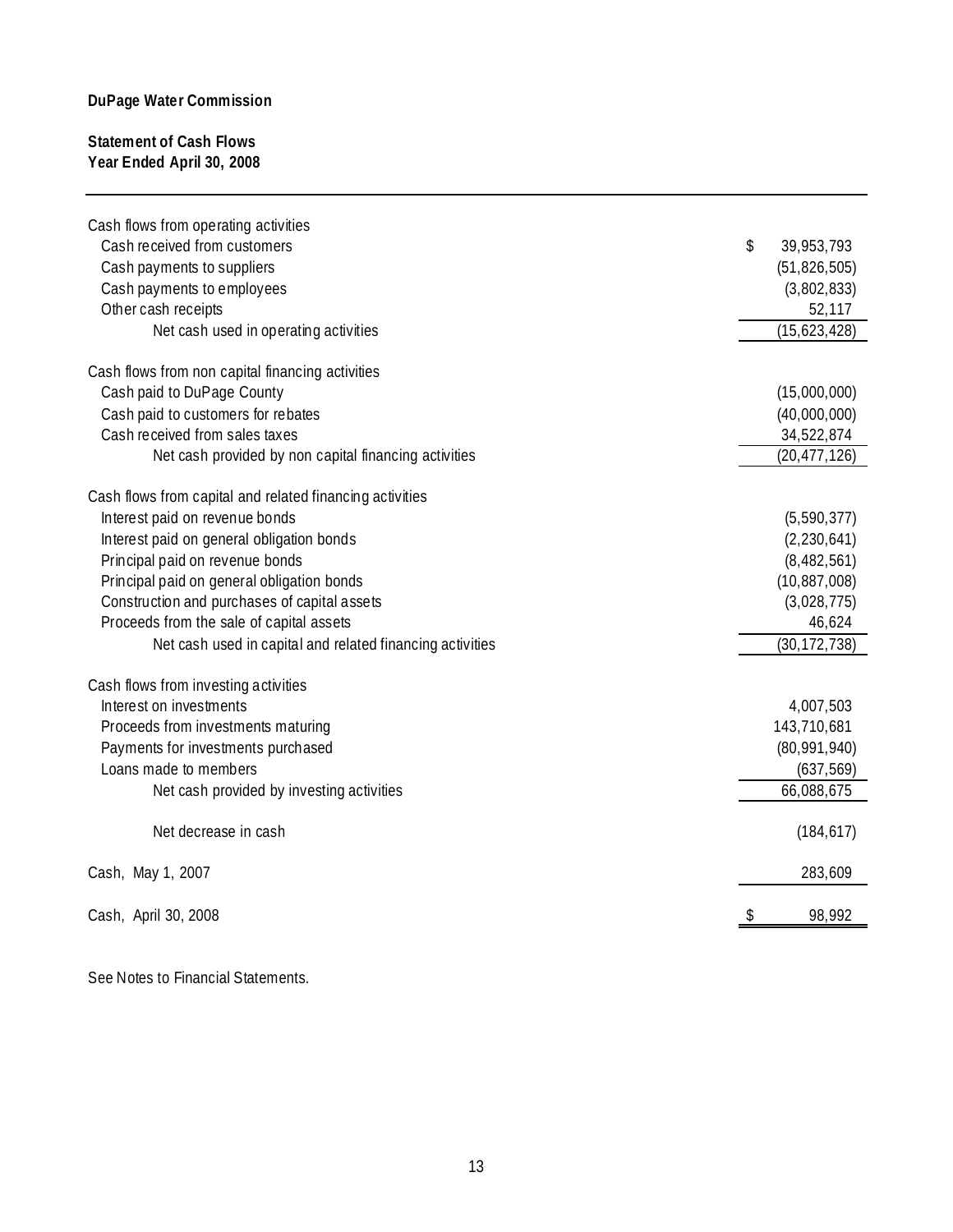**DuPage Water Commission**

**Statement of Cash Flows**
**Year Ended April 30, 2008**

| | |
|---|---|
| Cash flows from operating activities | |
| Cash received from customers | $ 39,953,793 |
| Cash payments to suppliers | (51,826,505) |
| Cash payments to employees | (3,802,833) |
| Other cash receipts | 52,117 |
| Net cash used in operating activities | (15,623,428) |
| | |
| Cash flows from non capital financing activities | |
| Cash paid to DuPage County | (15,000,000) |
| Cash paid to customers for rebates | (40,000,000) |
| Cash received from sales taxes | 34,522,874 |
| Net cash provided by non capital financing activities | (20,477,126) |
| | |
| Cash flows from capital and related financing activities | |
| Interest paid on revenue bonds | (5,590,377) |
| Interest paid on general obligation bonds | (2,230,641) |
| Principal paid on revenue bonds | (8,482,561) |
| Principal paid on general obligation bonds | (10,887,008) |
| Construction and purchases of capital assets | (3,028,775) |
| Proceeds from the sale of capital assets | 46,624 |
| Net cash used in capital and related financing activities | (30,172,738) |
| | |
| Cash flows from investing activities | |
| Interest on investments | 4,007,503 |
| Proceeds from investments maturing | 143,710,681 |
| Payments for investments purchased | (80,991,940) |
| Loans made to members | (637,569) |
| Net cash provided by investing activities | 66,088,675 |
| | |
| Net decrease in cash | (184,617) |
| | |
| Cash, May 1, 2007 | 283,609 |
| | |
| Cash, April 30, 2008 | $ 98,992 |

See Notes to Financial Statements.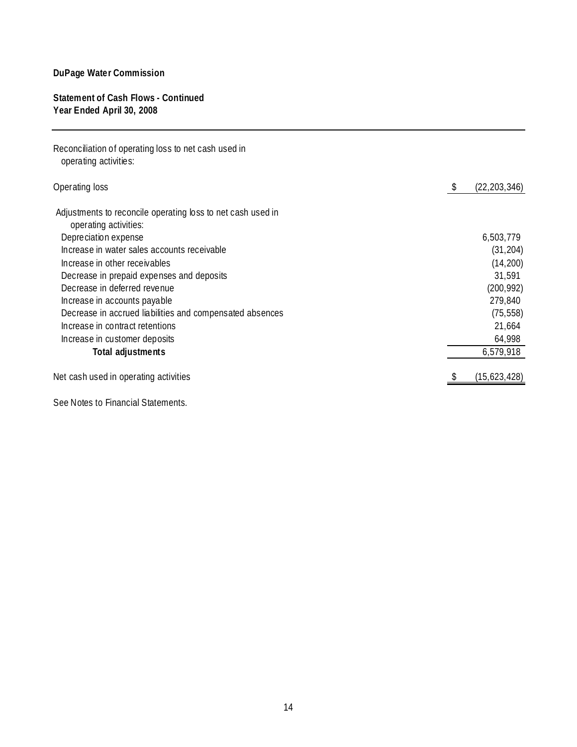**DuPage Water Commission**

**Statement of Cash Flows - Continued**
**Year Ended April 30, 2008**

| Reconciliation of operating loss to net cash used in operating activities: | |
|---|---|
| Operating loss | $ (22,203,346) |
| Adjustments to reconcile operating loss to net cash used in operating activities: | |
| Depreciation expense | 6,503,779 |
| Increase in water sales accounts receivable | (31,204) |
| Increase in other receivables | (14,200) |
| Decrease in prepaid expenses and deposits | 31,591 |
| Decrease in deferred revenue | (200,992) |
| Increase in accounts payable | 279,840 |
| Decrease in accrued liabilities and compensated absences | (75,558) |
| Increase in contract retentions | 21,664 |
| Increase in customer deposits | 64,998 |
| **Total adjustments** | 6,579,918 |
| Net cash used in operating activities | $ (15,623,428) |

See Notes to Financial Statements.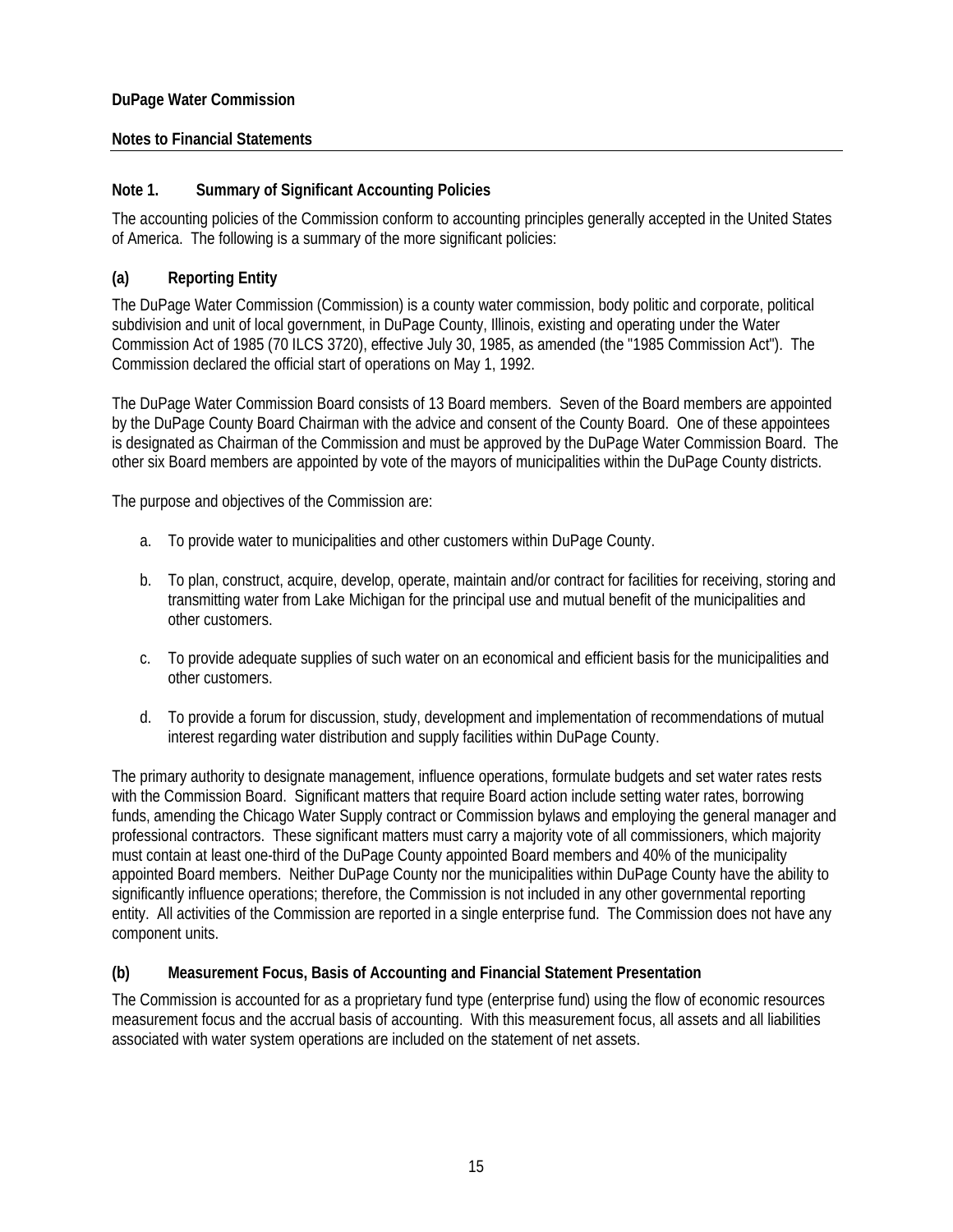**DuPage Water Commission**

**Notes to Financial Statements**

## Note 1. Summary of Significant Accounting Policies

The accounting policies of the Commission conform to accounting principles generally accepted in the United States of America. The following is a summary of the more significant policies:

### (a) Reporting Entity

The DuPage Water Commission (Commission) is a county water commission, body politic and corporate, political subdivision and unit of local government, in DuPage County, Illinois, existing and operating under the Water Commission Act of 1985 (70 ILCS 3720), effective July 30, 1985, as amended (the "1985 Commission Act"). The Commission declared the official start of operations on May 1, 1992.

The DuPage Water Commission Board consists of 13 Board members. Seven of the Board members are appointed by the DuPage County Board Chairman with the advice and consent of the County Board. One of these appointees is designated as Chairman of the Commission and must be approved by the DuPage Water Commission Board. The other six Board members are appointed by vote of the mayors of municipalities within the DuPage County districts.

The purpose and objectives of the Commission are:

a. To provide water to municipalities and other customers within DuPage County.

b. To plan, construct, acquire, develop, operate, maintain and/or contract for facilities for receiving, storing and transmitting water from Lake Michigan for the principal use and mutual benefit of the municipalities and other customers.

c. To provide adequate supplies of such water on an economical and efficient basis for the municipalities and other customers.

d. To provide a forum for discussion, study, development and implementation of recommendations of mutual interest regarding water distribution and supply facilities within DuPage County.

The primary authority to designate management, influence operations, formulate budgets and set water rates rests with the Commission Board. Significant matters that require Board action include setting water rates, borrowing funds, amending the Chicago Water Supply contract or Commission bylaws and employing the general manager and professional contractors. These significant matters must carry a majority vote of all commissioners, which majority must contain at least one-third of the DuPage County appointed Board members and 40% of the municipality appointed Board members. Neither DuPage County nor the municipalities within DuPage County have the ability to significantly influence operations; therefore, the Commission is not included in any other governmental reporting entity. All activities of the Commission are reported in a single enterprise fund. The Commission does not have any component units.

### (b) Measurement Focus, Basis of Accounting and Financial Statement Presentation

The Commission is accounted for as a proprietary fund type (enterprise fund) using the flow of economic resources measurement focus and the accrual basis of accounting. With this measurement focus, all assets and all liabilities associated with water system operations are included on the statement of net assets.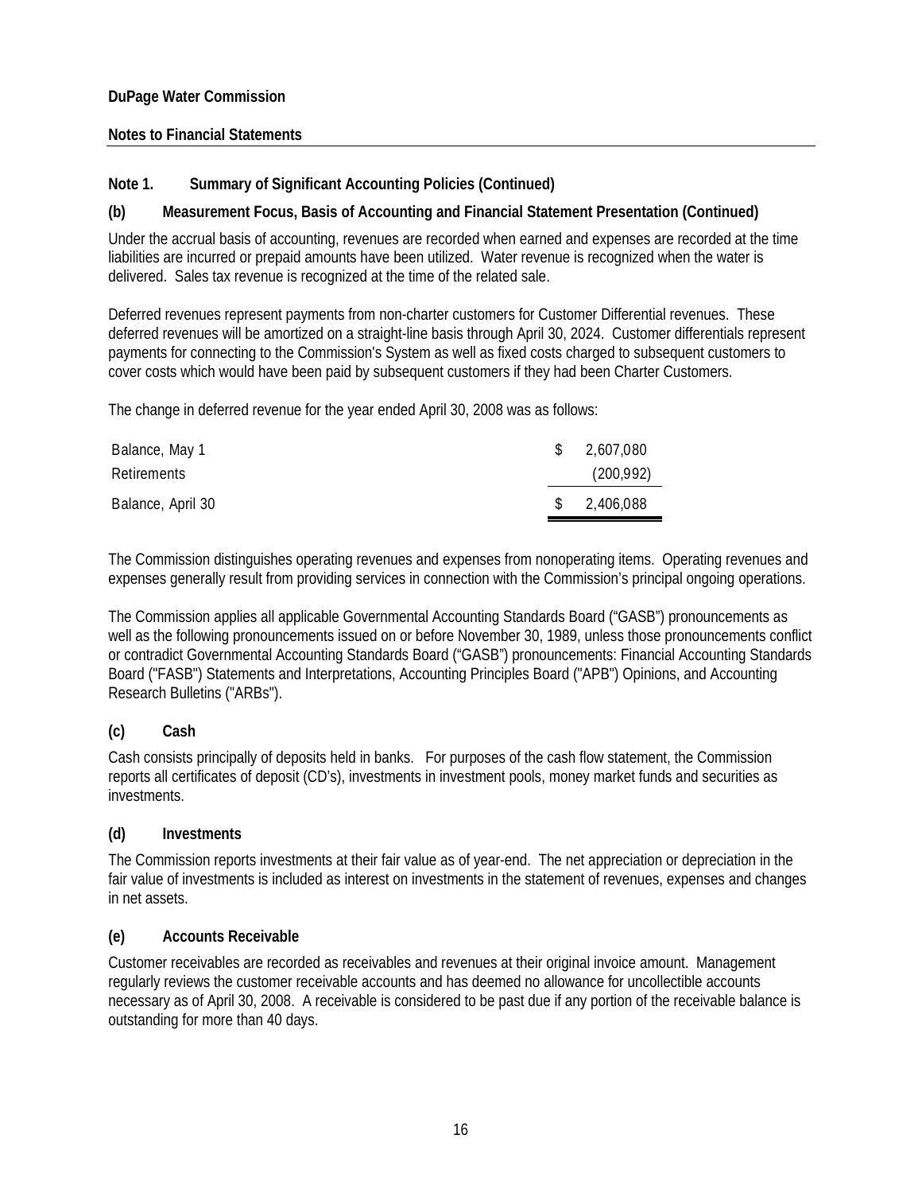**DuPage Water Commission**

**Notes to Financial Statements**

## Note 1. Summary of Significant Accounting Policies (Continued)

### (b) Measurement Focus, Basis of Accounting and Financial Statement Presentation (Continued)

Under the accrual basis of accounting, revenues are recorded when earned and expenses are recorded at the time liabilities are incurred or prepaid amounts have been utilized. Water revenue is recognized when the water is delivered. Sales tax revenue is recognized at the time of the related sale.

Deferred revenues represent payments from non-charter customers for Customer Differential revenues. These deferred revenues will be amortized on a straight-line basis through April 30, 2024. Customer differentials represent payments for connecting to the Commission's System as well as fixed costs charged to subsequent customers to cover costs which would have been paid by subsequent customers if they had been Charter Customers.

The change in deferred revenue for the year ended April 30, 2008 was as follows:

| | |
|---|---|
| Balance, May 1 | $ 2,607,080 |
| Retirements | (200,992) |
| Balance, April 30 | $ 2,406,088 |

The Commission distinguishes operating revenues and expenses from nonoperating items. Operating revenues and expenses generally result from providing services in connection with the Commission's principal ongoing operations.

The Commission applies all applicable Governmental Accounting Standards Board ("GASB") pronouncements as well as the following pronouncements issued on or before November 30, 1989, unless those pronouncements conflict or contradict Governmental Accounting Standards Board ("GASB") pronouncements: Financial Accounting Standards Board ("FASB") Statements and Interpretations, Accounting Principles Board ("APB") Opinions, and Accounting Research Bulletins ("ARBs").

### (c) Cash

Cash consists principally of deposits held in banks. For purposes of the cash flow statement, the Commission reports all certificates of deposit (CD's), investments in investment pools, money market funds and securities as investments.

### (d) Investments

The Commission reports investments at their fair value as of year-end. The net appreciation or depreciation in the fair value of investments is included as interest on investments in the statement of revenues, expenses and changes in net assets.

### (e) Accounts Receivable

Customer receivables are recorded as receivables and revenues at their original invoice amount. Management regularly reviews the customer receivable accounts and has deemed no allowance for uncollectible accounts necessary as of April 30, 2008. A receivable is considered to be past due if any portion of the receivable balance is outstanding for more than 40 days.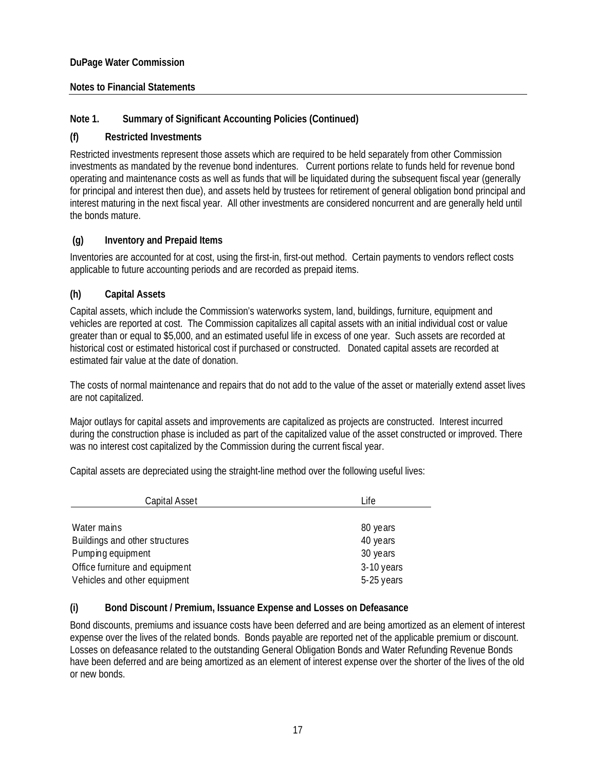**DuPage Water Commission**

**Notes to Financial Statements**

## Note 1. Summary of Significant Accounting Policies (Continued)

### (f) Restricted Investments

Restricted investments represent those assets which are required to be held separately from other Commission investments as mandated by the revenue bond indentures. Current portions relate to funds held for revenue bond operating and maintenance costs as well as funds that will be liquidated during the subsequent fiscal year (generally for principal and interest then due), and assets held by trustees for retirement of general obligation bond principal and interest maturing in the next fiscal year. All other investments are considered noncurrent and are generally held until the bonds mature.

### (g) Inventory and Prepaid Items

Inventories are accounted for at cost, using the first-in, first-out method. Certain payments to vendors reflect costs applicable to future accounting periods and are recorded as prepaid items.

### (h) Capital Assets

Capital assets, which include the Commission's waterworks system, land, buildings, furniture, equipment and vehicles are reported at cost. The Commission capitalizes all capital assets with an initial individual cost or value greater than or equal to $5,000, and an estimated useful life in excess of one year. Such assets are recorded at historical cost or estimated historical cost if purchased or constructed. Donated capital assets are recorded at estimated fair value at the date of donation.

The costs of normal maintenance and repairs that do not add to the value of the asset or materially extend asset lives are not capitalized.

Major outlays for capital assets and improvements are capitalized as projects are constructed. Interest incurred during the construction phase is included as part of the capitalized value of the asset constructed or improved. There was no interest cost capitalized by the Commission during the current fiscal year.

Capital assets are depreciated using the straight-line method over the following useful lives:

| Capital Asset | Life |
|---|---|
| Water mains | 80 years |
| Buildings and other structures | 40 years |
| Pumping equipment | 30 years |
| Office furniture and equipment | 3-10 years |
| Vehicles and other equipment | 5-25 years |

### (i) Bond Discount / Premium, Issuance Expense and Losses on Defeasance

Bond discounts, premiums and issuance costs have been deferred and are being amortized as an element of interest expense over the lives of the related bonds. Bonds payable are reported net of the applicable premium or discount. Losses on defeasance related to the outstanding General Obligation Bonds and Water Refunding Revenue Bonds have been deferred and are being amortized as an element of interest expense over the shorter of the lives of the old or new bonds.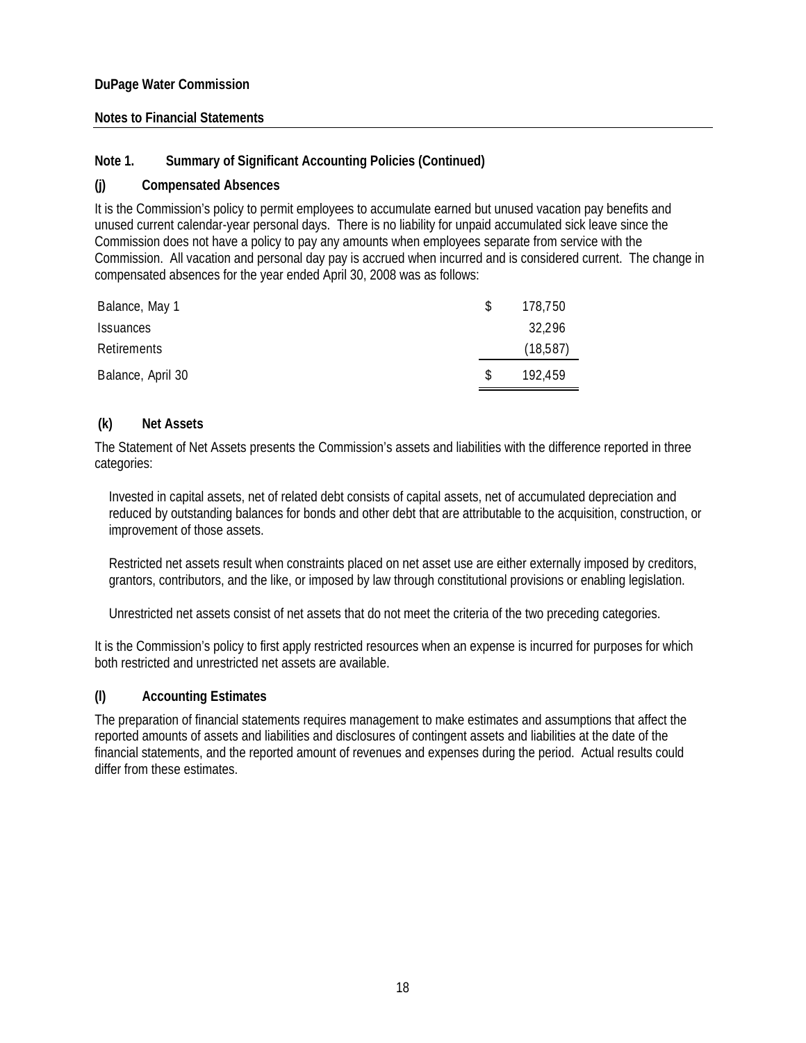**DuPage Water Commission**

**Notes to Financial Statements**

## Note 1. Summary of Significant Accounting Policies (Continued)

### (j) Compensated Absences

It is the Commission's policy to permit employees to accumulate earned but unused vacation pay benefits and unused current calendar-year personal days. There is no liability for unpaid accumulated sick leave since the Commission does not have a policy to pay any amounts when employees separate from service with the Commission. All vacation and personal day pay is accrued when incurred and is considered current. The change in compensated absences for the year ended April 30, 2008 was as follows:

| | |
|---|---|
| Balance, May 1 | $ 178,750 |
| Issuances | 32,296 |
| Retirements | (18,587) |
| Balance, April 30 | $ 192,459 |

### (k) Net Assets

The Statement of Net Assets presents the Commission's assets and liabilities with the difference reported in three categories:

Invested in capital assets, net of related debt consists of capital assets, net of accumulated depreciation and reduced by outstanding balances for bonds and other debt that are attributable to the acquisition, construction, or improvement of those assets.

Restricted net assets result when constraints placed on net asset use are either externally imposed by creditors, grantors, contributors, and the like, or imposed by law through constitutional provisions or enabling legislation.

Unrestricted net assets consist of net assets that do not meet the criteria of the two preceding categories.

It is the Commission's policy to first apply restricted resources when an expense is incurred for purposes for which both restricted and unrestricted net assets are available.

### (l) Accounting Estimates

The preparation of financial statements requires management to make estimates and assumptions that affect the reported amounts of assets and liabilities and disclosures of contingent assets and liabilities at the date of the financial statements, and the reported amount of revenues and expenses during the period. Actual results could differ from these estimates.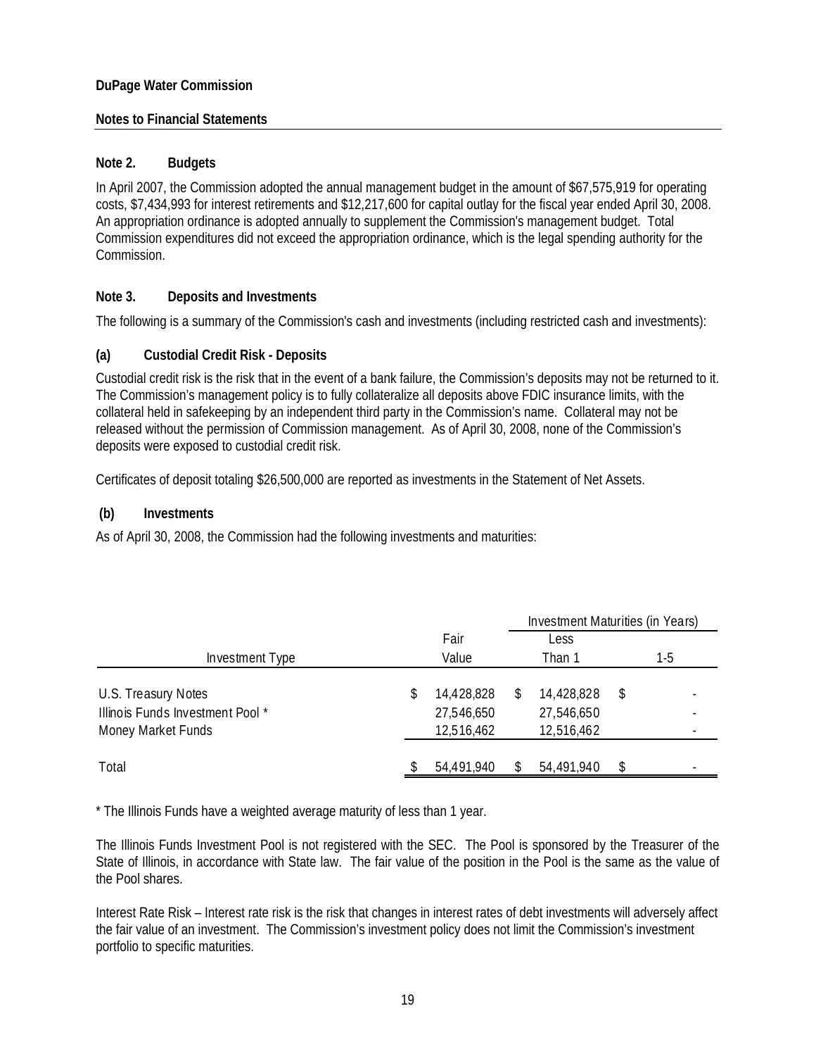**DuPage Water Commission**

**Notes to Financial Statements**

## Note 2. Budgets

In April 2007, the Commission adopted the annual management budget in the amount of $67,575,919 for operating costs, $7,434,993 for interest retirements and $12,217,600 for capital outlay for the fiscal year ended April 30, 2008. An appropriation ordinance is adopted annually to supplement the Commission's management budget. Total Commission expenditures did not exceed the appropriation ordinance, which is the legal spending authority for the Commission.

## Note 3. Deposits and Investments

The following is a summary of the Commission's cash and investments (including restricted cash and investments):

### (a) Custodial Credit Risk - Deposits

Custodial credit risk is the risk that in the event of a bank failure, the Commission's deposits may not be returned to it. The Commission's management policy is to fully collateralize all deposits above FDIC insurance limits, with the collateral held in safekeeping by an independent third party in the Commission's name. Collateral may not be released without the permission of Commission management. As of April 30, 2008, none of the Commission's deposits were exposed to custodial credit risk.

Certificates of deposit totaling $26,500,000 are reported as investments in the Statement of Net Assets.

### (b) Investments

As of April 30, 2008, the Commission had the following investments and maturities:

| | | Investment Maturities (in Years) | |
|---|---|---|---|
| Investment Type | Fair Value | Less Than 1 | 1-5 |
| U.S. Treasury Notes | $ 14,428,828 | $ 14,428,828 | $ - |
| Illinois Funds Investment Pool * | 27,546,650 | 27,546,650 | - |
| Money Market Funds | 12,516,462 | 12,516,462 | - |
| Total | $ 54,491,940 | $ 54,491,940 | $ - |

* The Illinois Funds have a weighted average maturity of less than 1 year.

The Illinois Funds Investment Pool is not registered with the SEC. The Pool is sponsored by the Treasurer of the State of Illinois, in accordance with State law. The fair value of the position in the Pool is the same as the value of the Pool shares.

Interest Rate Risk – Interest rate risk is the risk that changes in interest rates of debt investments will adversely affect the fair value of an investment. The Commission's investment policy does not limit the Commission's investment portfolio to specific maturities.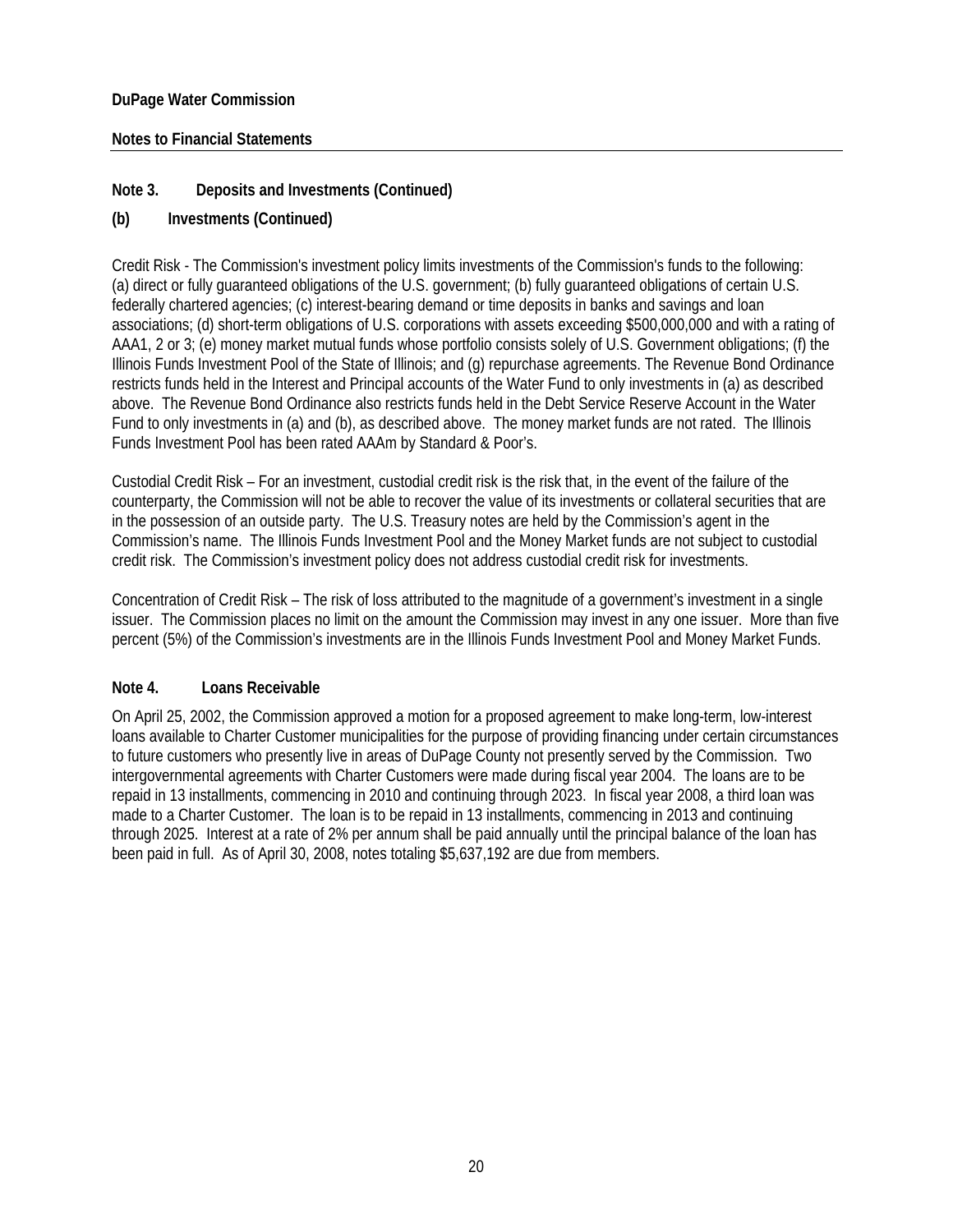**Note 3. Deposits and Investments (Continued)**

**(b) Investments (Continued)**

Credit Risk - The Commission's investment policy limits investments of the Commission's funds to the following: (a) direct or fully guaranteed obligations of the U.S. government; (b) fully guaranteed obligations of certain U.S. federally chartered agencies; (c) interest-bearing demand or time deposits in banks and savings and loan associations; (d) short-term obligations of U.S. corporations with assets exceeding $500,000,000 and with a rating of AAA1, 2 or 3; (e) money market mutual funds whose portfolio consists solely of U.S. Government obligations; (f) the Illinois Funds Investment Pool of the State of Illinois; and (g) repurchase agreements. The Revenue Bond Ordinance restricts funds held in the Interest and Principal accounts of the Water Fund to only investments in (a) as described above. The Revenue Bond Ordinance also restricts funds held in the Debt Service Reserve Account in the Water Fund to only investments in (a) and (b), as described above. The money market funds are not rated. The Illinois Funds Investment Pool has been rated AAAm by Standard & Poor's.

Custodial Credit Risk – For an investment, custodial credit risk is the risk that, in the event of the failure of the counterparty, the Commission will not be able to recover the value of its investments or collateral securities that are in the possession of an outside party. The U.S. Treasury notes are held by the Commission's agent in the Commission's name. The Illinois Funds Investment Pool and the Money Market funds are not subject to custodial credit risk. The Commission's investment policy does not address custodial credit risk for investments.

Concentration of Credit Risk – The risk of loss attributed to the magnitude of a government's investment in a single issuer. The Commission places no limit on the amount the Commission may invest in any one issuer. More than five percent (5%) of the Commission's investments are in the Illinois Funds Investment Pool and Money Market Funds.

**Note 4. Loans Receivable**

On April 25, 2002, the Commission approved a motion for a proposed agreement to make long-term, low-interest loans available to Charter Customer municipalities for the purpose of providing financing under certain circumstances to future customers who presently live in areas of DuPage County not presently served by the Commission. Two intergovernmental agreements with Charter Customers were made during fiscal year 2004. The loans are to be repaid in 13 installments, commencing in 2010 and continuing through 2023. In fiscal year 2008, a third loan was made to a Charter Customer. The loan is to be repaid in 13 installments, commencing in 2013 and continuing through 2025. Interest at a rate of 2% per annum shall be paid annually until the principal balance of the loan has been paid in full. As of April 30, 2008, notes totaling $5,637,192 are due from members.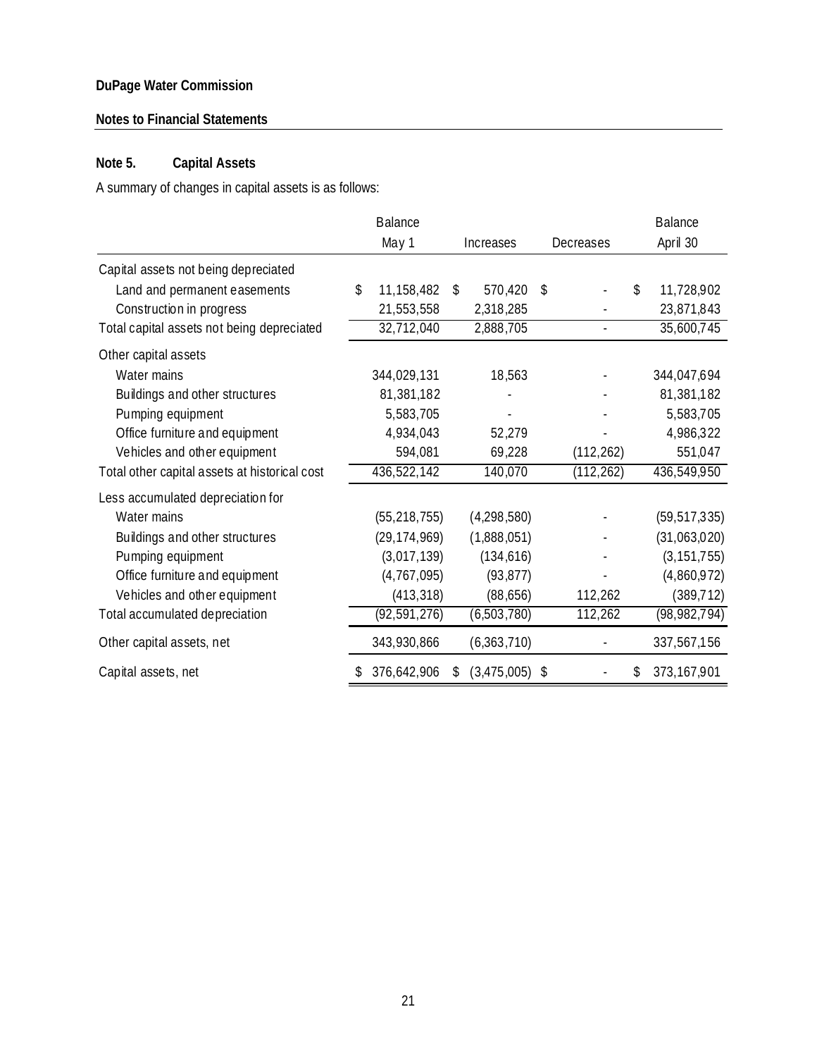**DuPage Water Commission**

**Notes to Financial Statements**

## Note 5. Capital Assets

A summary of changes in capital assets is as follows:

| | Balance May 1 | Increases | Decreases | Balance April 30 |
|---|---|---|---|---|
| Capital assets not being depreciated | | | | |
| Land and permanent easements | $ 11,158,482 | $ 570,420 | $ - | $ 11,728,902 |
| Construction in progress | 21,553,558 | 2,318,285 | - | 23,871,843 |
| Total capital assets not being depreciated | 32,712,040 | 2,888,705 | - | 35,600,745 |
| Other capital assets | | | | |
| Water mains | 344,029,131 | 18,563 | - | 344,047,694 |
| Buildings and other structures | 81,381,182 | - | - | 81,381,182 |
| Pumping equipment | 5,583,705 | - | - | 5,583,705 |
| Office furniture and equipment | 4,934,043 | 52,279 | - | 4,986,322 |
| Vehicles and other equipment | 594,081 | 69,228 | (112,262) | 551,047 |
| Total other capital assets at historical cost | 436,522,142 | 140,070 | (112,262) | 436,549,950 |
| Less accumulated depreciation for | | | | |
| Water mains | (55,218,755) | (4,298,580) | - | (59,517,335) |
| Buildings and other structures | (29,174,969) | (1,888,051) | - | (31,063,020) |
| Pumping equipment | (3,017,139) | (134,616) | - | (3,151,755) |
| Office furniture and equipment | (4,767,095) | (93,877) | - | (4,860,972) |
| Vehicles and other equipment | (413,318) | (88,656) | 112,262 | (389,712) |
| Total accumulated depreciation | (92,591,276) | (6,503,780) | 112,262 | (98,982,794) |
| Other capital assets, net | 343,930,866 | (6,363,710) | - | 337,567,156 |
| Capital assets, net | $ 376,642,906 | $ (3,475,005) | $ - | $ 373,167,901 |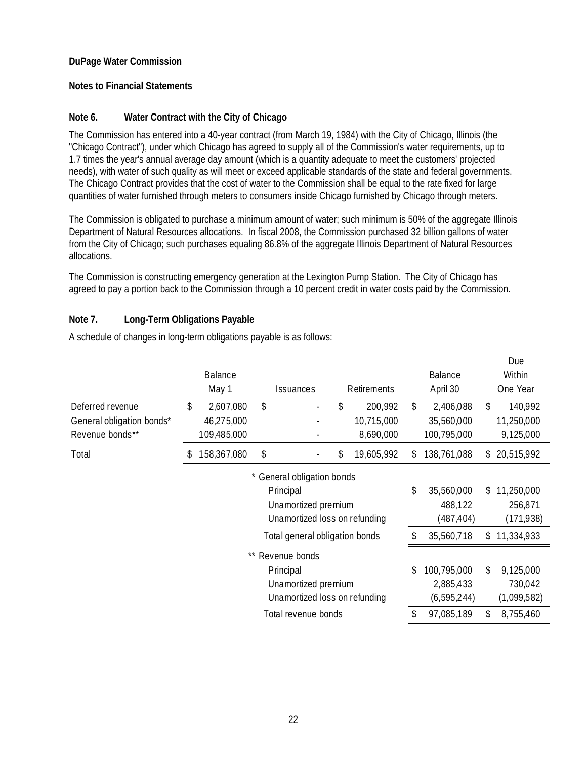**DuPage Water Commission**

**Notes to Financial Statements**

### Note 6. Water Contract with the City of Chicago

The Commission has entered into a 40-year contract (from March 19, 1984) with the City of Chicago, Illinois (the "Chicago Contract"), under which Chicago has agreed to supply all of the Commission's water requirements, up to 1.7 times the year's annual average day amount (which is a quantity adequate to meet the customers' projected needs), with water of such quality as will meet or exceed applicable standards of the state and federal governments. The Chicago Contract provides that the cost of water to the Commission shall be equal to the rate fixed for large quantities of water furnished through meters to consumers inside Chicago furnished by Chicago through meters.

The Commission is obligated to purchase a minimum amount of water; such minimum is 50% of the aggregate Illinois Department of Natural Resources allocations. In fiscal 2008, the Commission purchased 32 billion gallons of water from the City of Chicago; such purchases equaling 86.8% of the aggregate Illinois Department of Natural Resources allocations.

The Commission is constructing emergency generation at the Lexington Pump Station. The City of Chicago has agreed to pay a portion back to the Commission through a 10 percent credit in water costs paid by the Commission.

### Note 7. Long-Term Obligations Payable

A schedule of changes in long-term obligations payable is as follows:

| | Balance May 1 | Issuances | Retirements | Balance April 30 | Due Within One Year |
|---|---|---|---|---|---|
| Deferred revenue | $ 2,607,080 | $ - | $ 200,992 | $ 2,406,088 | $ 140,992 |
| General obligation bonds* | 46,275,000 | - | 10,715,000 | 35,560,000 | 11,250,000 |
| Revenue bonds** | 109,485,000 | - | 8,690,000 | 100,795,000 | 9,125,000 |
| Total | $ 158,367,080 | $ - | $ 19,605,992 | $ 138,761,088 | $ 20,515,992 |

| | Balance April 30 | Due Within One Year |
|---|---|---|
| * General obligation bonds | | |
| Principal | $ 35,560,000 | $ 11,250,000 |
| Unamortized premium | 488,122 | 256,871 |
| Unamortized loss on refunding | (487,404) | (171,938) |
| Total general obligation bonds | $ 35,560,718 | $ 11,334,933 |
| ** Revenue bonds | | |
| Principal | $ 100,795,000 | $ 9,125,000 |
| Unamortized premium | 2,885,433 | 730,042 |
| Unamortized loss on refunding | (6,595,244) | (1,099,582) |
| Total revenue bonds | $ 97,085,189 | $ 8,755,460 |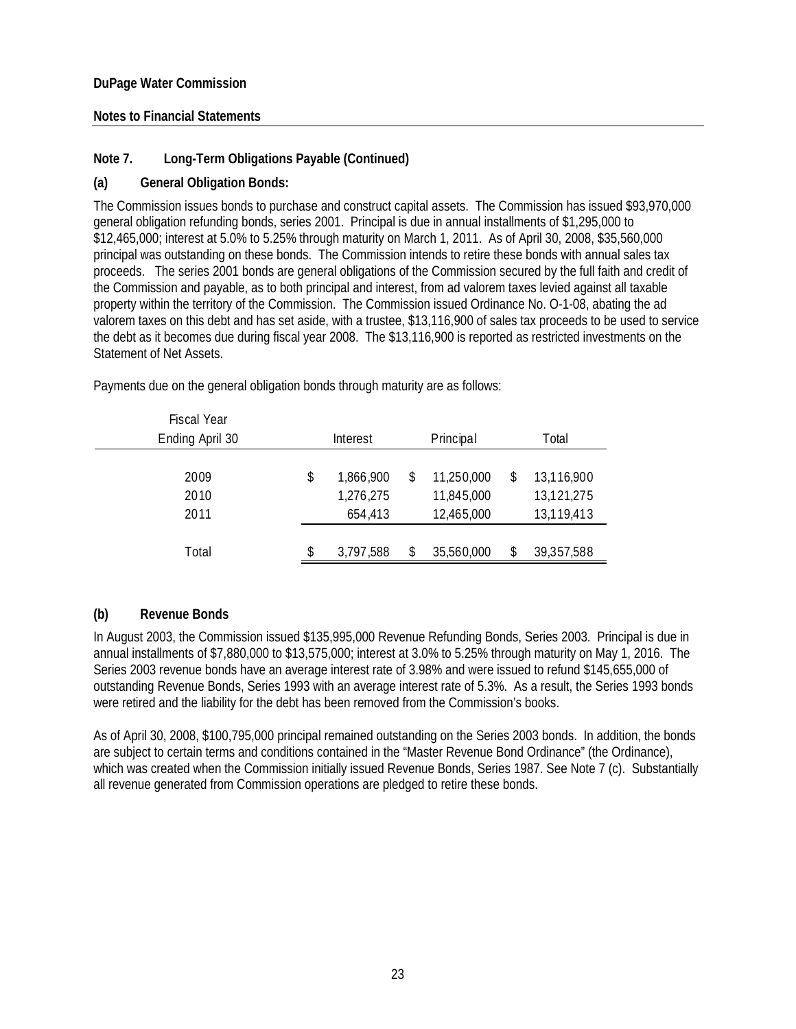**DuPage Water Commission**

**Notes to Financial Statements**

## Note 7. Long-Term Obligations Payable (Continued)

### (a) General Obligation Bonds:

The Commission issues bonds to purchase and construct capital assets. The Commission has issued $93,970,000 general obligation refunding bonds, series 2001. Principal is due in annual installments of $1,295,000 to $12,465,000; interest at 5.0% to 5.25% through maturity on March 1, 2011. As of April 30, 2008, $35,560,000 principal was outstanding on these bonds. The Commission intends to retire these bonds with annual sales tax proceeds. The series 2001 bonds are general obligations of the Commission secured by the full faith and credit of the Commission and payable, as to both principal and interest, from ad valorem taxes levied against all taxable property within the territory of the Commission. The Commission issued Ordinance No. O-1-08, abating the ad valorem taxes on this debt and has set aside, with a trustee, $13,116,900 of sales tax proceeds to be used to service the debt as it becomes due during fiscal year 2008. The $13,116,900 is reported as restricted investments on the Statement of Net Assets.

Payments due on the general obligation bonds through maturity are as follows:

| Fiscal Year Ending April 30 | Interest | Principal | Total |
|---|---|---|---|
| 2009 | $ 1,866,900 | $ 11,250,000 | $ 13,116,900 |
| 2010 | 1,276,275 | 11,845,000 | 13,121,275 |
| 2011 | 654,413 | 12,465,000 | 13,119,413 |
| Total | $ 3,797,588 | $ 35,560,000 | $ 39,357,588 |

### (b) Revenue Bonds

In August 2003, the Commission issued $135,995,000 Revenue Refunding Bonds, Series 2003. Principal is due in annual installments of $7,880,000 to $13,575,000; interest at 3.0% to 5.25% through maturity on May 1, 2016. The Series 2003 revenue bonds have an average interest rate of 3.98% and were issued to refund $145,655,000 of outstanding Revenue Bonds, Series 1993 with an average interest rate of 5.3%. As a result, the Series 1993 bonds were retired and the liability for the debt has been removed from the Commission's books.

As of April 30, 2008, $100,795,000 principal remained outstanding on the Series 2003 bonds. In addition, the bonds are subject to certain terms and conditions contained in the "Master Revenue Bond Ordinance" (the Ordinance), which was created when the Commission initially issued Revenue Bonds, Series 1987. See Note 7 (c). Substantially all revenue generated from Commission operations are pledged to retire these bonds.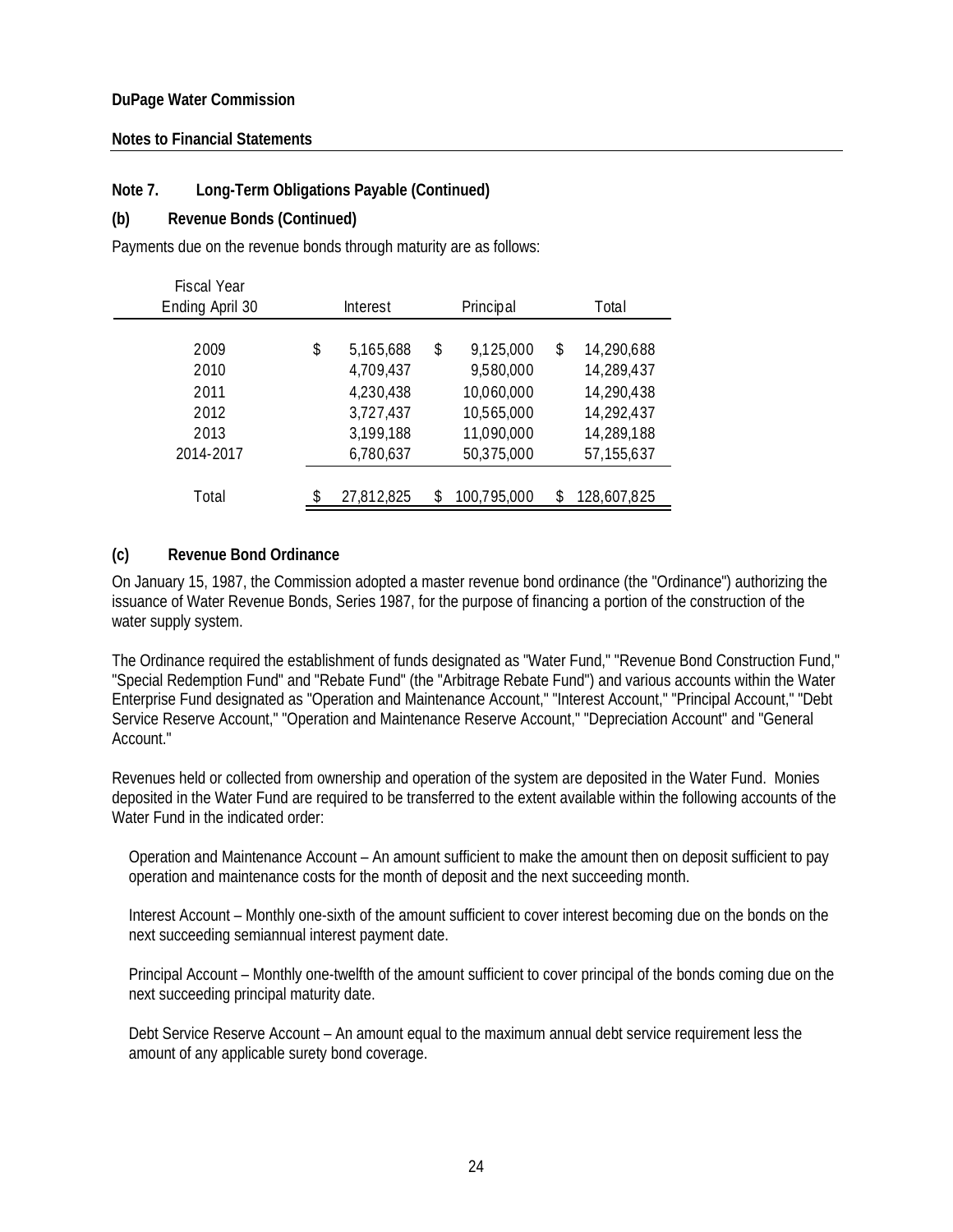**DuPage Water Commission**

**Notes to Financial Statements**

## Note 7. Long-Term Obligations Payable (Continued)

### (b) Revenue Bonds (Continued)

Payments due on the revenue bonds through maturity are as follows:

| Fiscal Year Ending April 30 | Interest | Principal | Total |
|---|---|---|---|
| 2009 | $ 5,165,688 | $ 9,125,000 | $ 14,290,688 |
| 2010 | 4,709,437 | 9,580,000 | 14,289,437 |
| 2011 | 4,230,438 | 10,060,000 | 14,290,438 |
| 2012 | 3,727,437 | 10,565,000 | 14,292,437 |
| 2013 | 3,199,188 | 11,090,000 | 14,289,188 |
| 2014-2017 | 6,780,637 | 50,375,000 | 57,155,637 |
| Total | $ 27,812,825 | $ 100,795,000 | $ 128,607,825 |

### (c) Revenue Bond Ordinance

On January 15, 1987, the Commission adopted a master revenue bond ordinance (the "Ordinance") authorizing the issuance of Water Revenue Bonds, Series 1987, for the purpose of financing a portion of the construction of the water supply system.

The Ordinance required the establishment of funds designated as "Water Fund," "Revenue Bond Construction Fund," "Special Redemption Fund" and "Rebate Fund" (the "Arbitrage Rebate Fund") and various accounts within the Water Enterprise Fund designated as "Operation and Maintenance Account," "Interest Account," "Principal Account," "Debt Service Reserve Account," "Operation and Maintenance Reserve Account," "Depreciation Account" and "General Account."

Revenues held or collected from ownership and operation of the system are deposited in the Water Fund. Monies deposited in the Water Fund are required to be transferred to the extent available within the following accounts of the Water Fund in the indicated order:

Operation and Maintenance Account – An amount sufficient to make the amount then on deposit sufficient to pay operation and maintenance costs for the month of deposit and the next succeeding month.

Interest Account – Monthly one-sixth of the amount sufficient to cover interest becoming due on the bonds on the next succeeding semiannual interest payment date.

Principal Account – Monthly one-twelfth of the amount sufficient to cover principal of the bonds coming due on the next succeeding principal maturity date.

Debt Service Reserve Account – An amount equal to the maximum annual debt service requirement less the amount of any applicable surety bond coverage.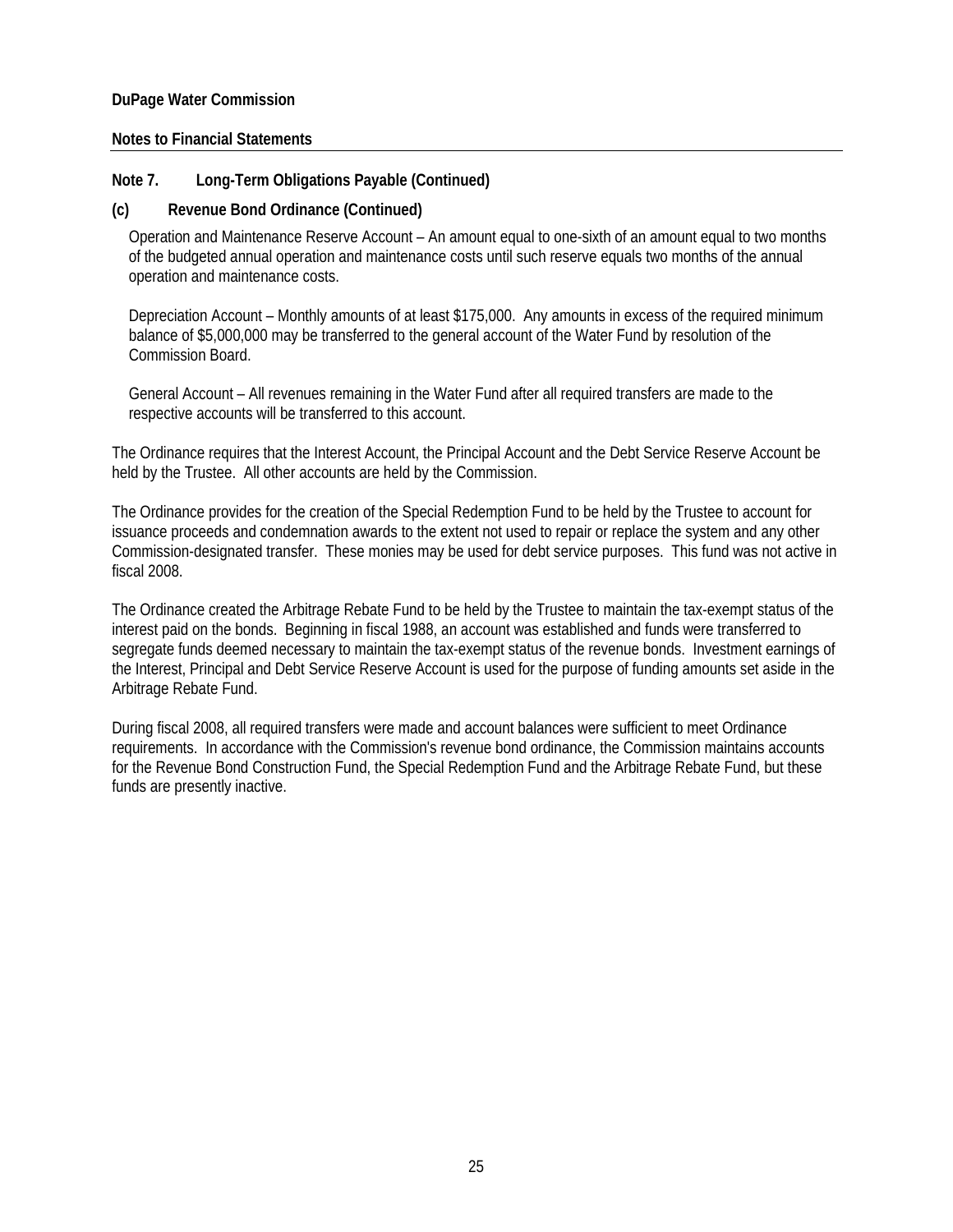**DuPage Water Commission**

**Notes to Financial Statements**

**Note 7. Long-Term Obligations Payable (Continued)**

**(c) Revenue Bond Ordinance (Continued)**

Operation and Maintenance Reserve Account – An amount equal to one-sixth of an amount equal to two months of the budgeted annual operation and maintenance costs until such reserve equals two months of the annual operation and maintenance costs.

Depreciation Account – Monthly amounts of at least $175,000. Any amounts in excess of the required minimum balance of $5,000,000 may be transferred to the general account of the Water Fund by resolution of the Commission Board.

General Account – All revenues remaining in the Water Fund after all required transfers are made to the respective accounts will be transferred to this account.

The Ordinance requires that the Interest Account, the Principal Account and the Debt Service Reserve Account be held by the Trustee. All other accounts are held by the Commission.

The Ordinance provides for the creation of the Special Redemption Fund to be held by the Trustee to account for issuance proceeds and condemnation awards to the extent not used to repair or replace the system and any other Commission-designated transfer. These monies may be used for debt service purposes. This fund was not active in fiscal 2008.

The Ordinance created the Arbitrage Rebate Fund to be held by the Trustee to maintain the tax-exempt status of the interest paid on the bonds. Beginning in fiscal 1988, an account was established and funds were transferred to segregate funds deemed necessary to maintain the tax-exempt status of the revenue bonds. Investment earnings of the Interest, Principal and Debt Service Reserve Account is used for the purpose of funding amounts set aside in the Arbitrage Rebate Fund.

During fiscal 2008, all required transfers were made and account balances were sufficient to meet Ordinance requirements. In accordance with the Commission's revenue bond ordinance, the Commission maintains accounts for the Revenue Bond Construction Fund, the Special Redemption Fund and the Arbitrage Rebate Fund, but these funds are presently inactive.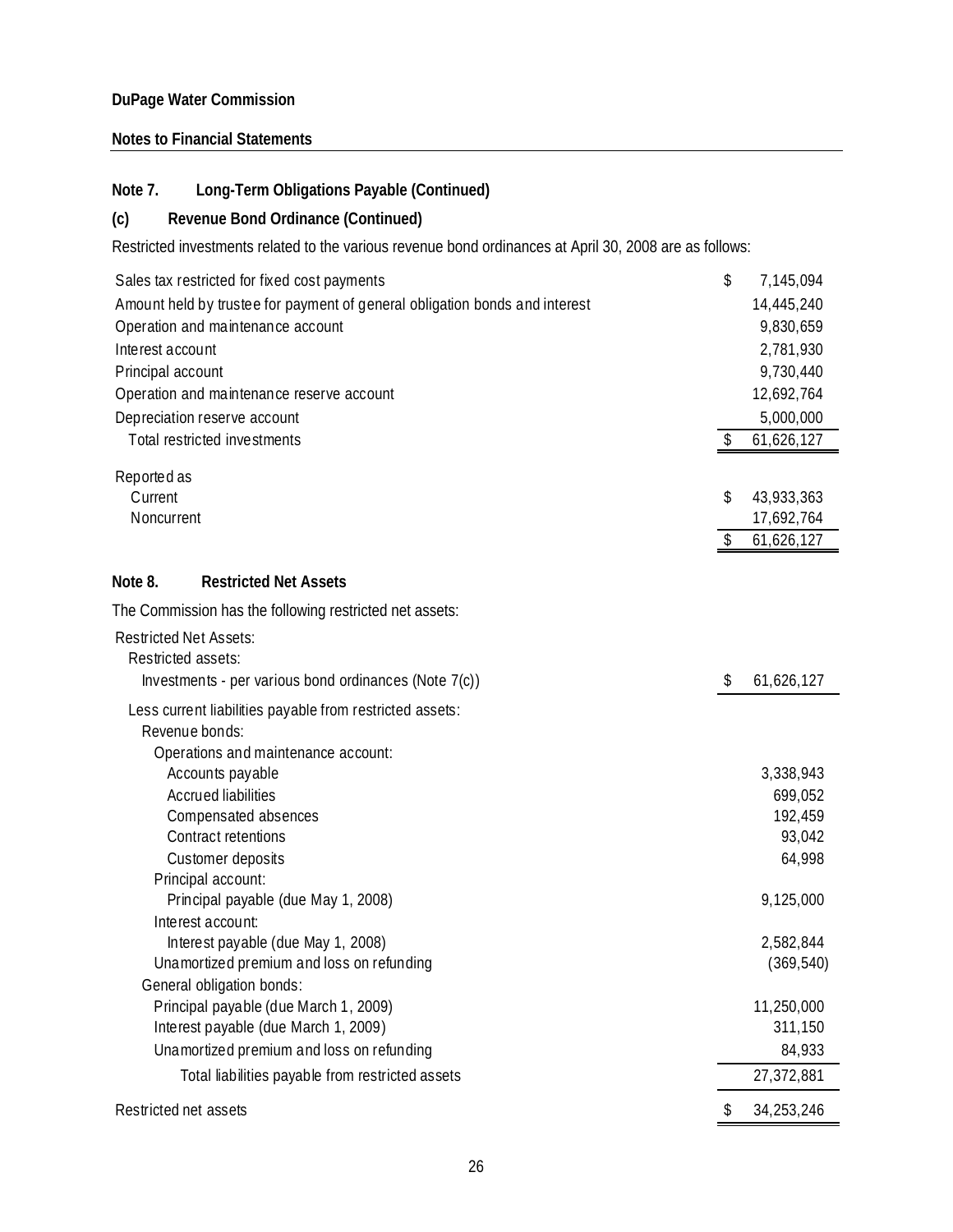**DuPage Water Commission**

**Notes to Financial Statements**

## Note 7. Long-Term Obligations Payable (Continued)

### (c) Revenue Bond Ordinance (Continued)

Restricted investments related to the various revenue bond ordinances at April 30, 2008 are as follows:

| | |
|---|---|
| Sales tax restricted for fixed cost payments | $ 7,145,094 |
| Amount held by trustee for payment of general obligation bonds and interest | 14,445,240 |
| Operation and maintenance account | 9,830,659 |
| Interest account | 2,781,930 |
| Principal account | 9,730,440 |
| Operation and maintenance reserve account | 12,692,764 |
| Depreciation reserve account | 5,000,000 |
| Total restricted investments | $ 61,626,127 |
| Reported as | |
| Current | $ 43,933,363 |
| Noncurrent | 17,692,764 |
| | $ 61,626,127 |

## Note 8. Restricted Net Assets

The Commission has the following restricted net assets:

| | |
|---|---|
| Restricted Net Assets: | |
| Restricted assets: | |
| Investments - per various bond ordinances (Note 7(c)) | $ 61,626,127 |
| Less current liabilities payable from restricted assets: | |
| Revenue bonds: | |
| Operations and maintenance account: | |
| Accounts payable | 3,338,943 |
| Accrued liabilities | 699,052 |
| Compensated absences | 192,459 |
| Contract retentions | 93,042 |
| Customer deposits | 64,998 |
| Principal account: | |
| Principal payable (due May 1, 2008) | 9,125,000 |
| Interest account: | |
| Interest payable (due May 1, 2008) | 2,582,844 |
| Unamortized premium and loss on refunding | (369,540) |
| General obligation bonds: | |
| Principal payable (due March 1, 2009) | 11,250,000 |
| Interest payable (due March 1, 2009) | 311,150 |
| Unamortized premium and loss on refunding | 84,933 |
| Total liabilities payable from restricted assets | 27,372,881 |
| Restricted net assets | $ 34,253,246 |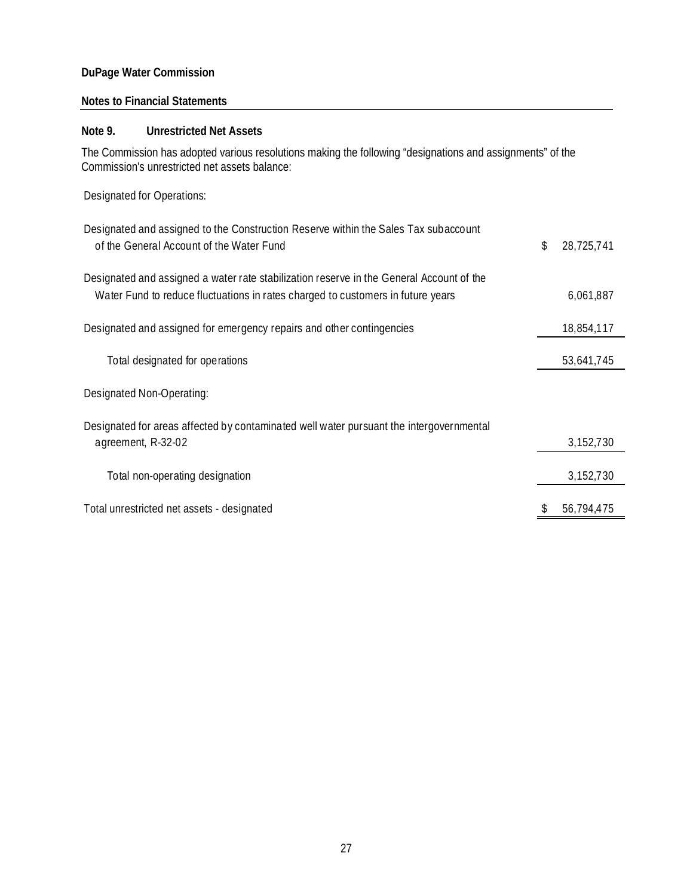**DuPage Water Commission**

**Notes to Financial Statements**

## Note 9. Unrestricted Net Assets

The Commission has adopted various resolutions making the following "designations and assignments" of the Commission's unrestricted net assets balance:

| | |
|---|---|
| Designated for Operations: | |
| Designated and assigned to the Construction Reserve within the Sales Tax subaccount of the General Account of the Water Fund | $ 28,725,741 |
| Designated and assigned a water rate stabilization reserve in the General Account of the Water Fund to reduce fluctuations in rates charged to customers in future years | 6,061,887 |
| Designated and assigned for emergency repairs and other contingencies | 18,854,117 |
| Total designated for operations | 53,641,745 |
| Designated Non-Operating: | |
| Designated for areas affected by contaminated well water pursuant the intergovernmental agreement, R-32-02 | 3,152,730 |
| Total non-operating designation | 3,152,730 |
| Total unrestricted net assets - designated | $ 56,794,475 |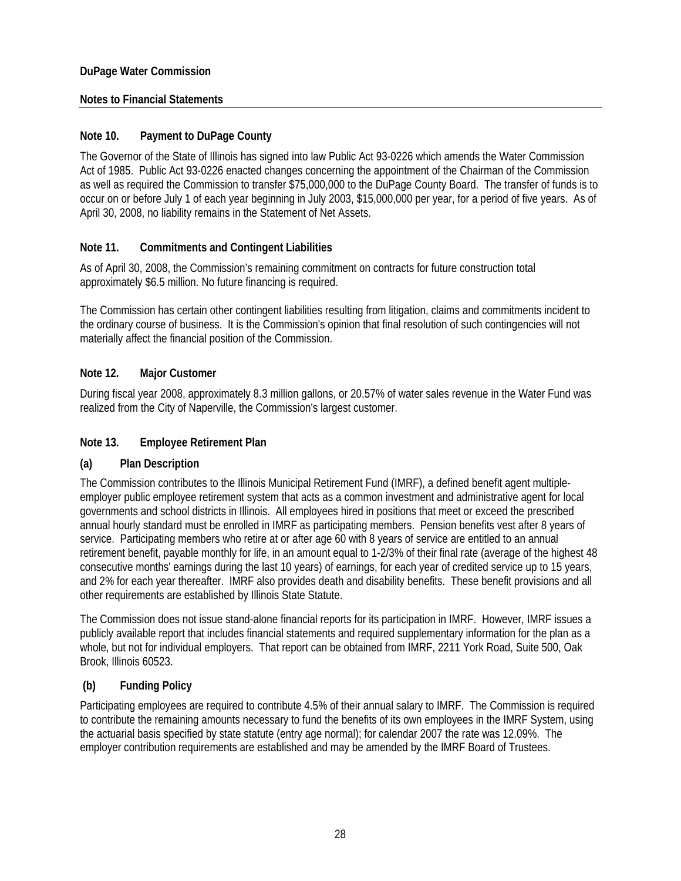**DuPage Water Commission**

**Notes to Financial Statements**

## Note 10. Payment to DuPage County

The Governor of the State of Illinois has signed into law Public Act 93-0226 which amends the Water Commission Act of 1985. Public Act 93-0226 enacted changes concerning the appointment of the Chairman of the Commission as well as required the Commission to transfer $75,000,000 to the DuPage County Board. The transfer of funds is to occur on or before July 1 of each year beginning in July 2003, $15,000,000 per year, for a period of five years. As of April 30, 2008, no liability remains in the Statement of Net Assets.

## Note 11. Commitments and Contingent Liabilities

As of April 30, 2008, the Commission's remaining commitment on contracts for future construction total approximately $6.5 million. No future financing is required.

The Commission has certain other contingent liabilities resulting from litigation, claims and commitments incident to the ordinary course of business. It is the Commission's opinion that final resolution of such contingencies will not materially affect the financial position of the Commission.

## Note 12. Major Customer

During fiscal year 2008, approximately 8.3 million gallons, or 20.57% of water sales revenue in the Water Fund was realized from the City of Naperville, the Commission's largest customer.

## Note 13. Employee Retirement Plan

### (a) Plan Description

The Commission contributes to the Illinois Municipal Retirement Fund (IMRF), a defined benefit agent multiple-employer public employee retirement system that acts as a common investment and administrative agent for local governments and school districts in Illinois. All employees hired in positions that meet or exceed the prescribed annual hourly standard must be enrolled in IMRF as participating members. Pension benefits vest after 8 years of service. Participating members who retire at or after age 60 with 8 years of service are entitled to an annual retirement benefit, payable monthly for life, in an amount equal to 1-2/3% of their final rate (average of the highest 48 consecutive months' earnings during the last 10 years) of earnings, for each year of credited service up to 15 years, and 2% for each year thereafter. IMRF also provides death and disability benefits. These benefit provisions and all other requirements are established by Illinois State Statute.

The Commission does not issue stand-alone financial reports for its participation in IMRF. However, IMRF issues a publicly available report that includes financial statements and required supplementary information for the plan as a whole, but not for individual employers. That report can be obtained from IMRF, 2211 York Road, Suite 500, Oak Brook, Illinois 60523.

### (b) Funding Policy

Participating employees are required to contribute 4.5% of their annual salary to IMRF. The Commission is required to contribute the remaining amounts necessary to fund the benefits of its own employees in the IMRF System, using the actuarial basis specified by state statute (entry age normal); for calendar 2007 the rate was 12.09%. The employer contribution requirements are established and may be amended by the IMRF Board of Trustees.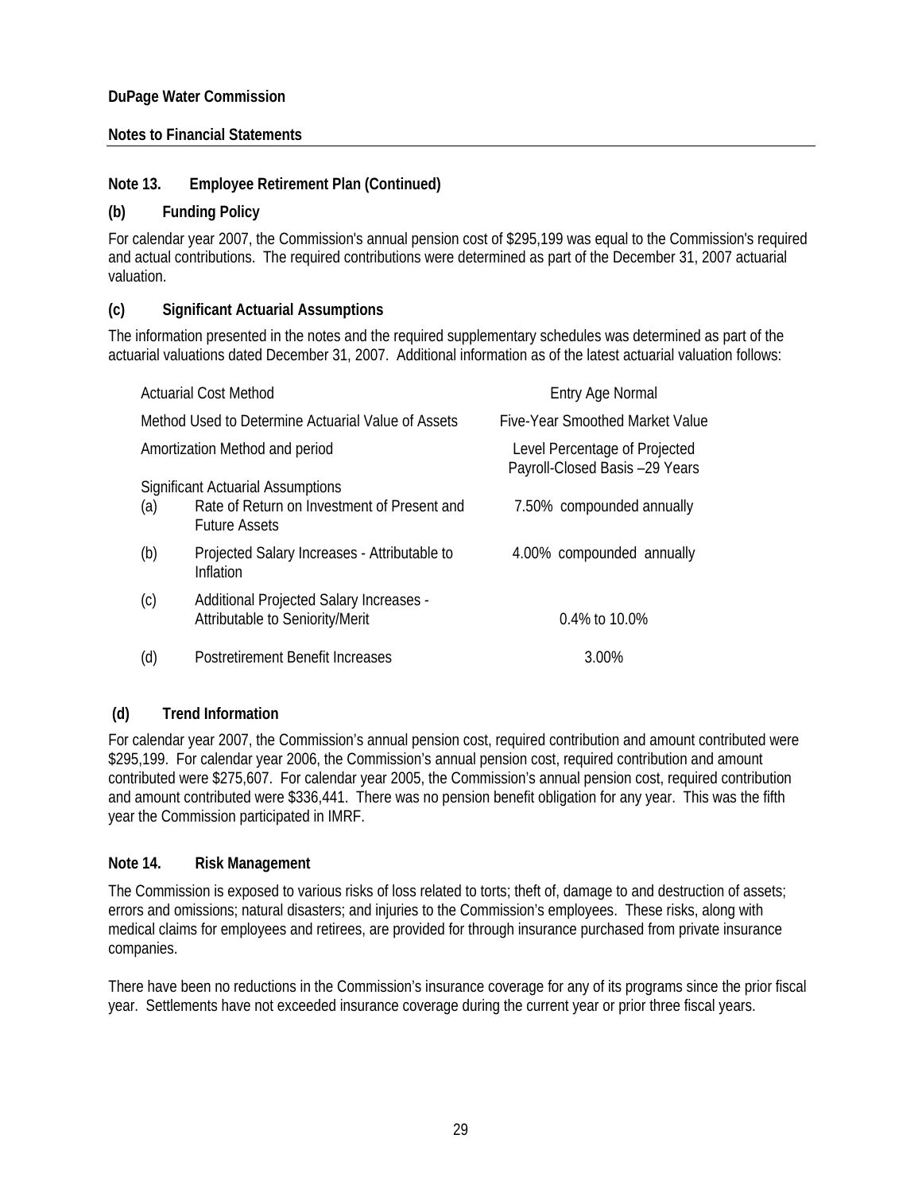**DuPage Water Commission**

**Notes to Financial Statements**

### Note 13. Employee Retirement Plan (Continued)

#### (b) Funding Policy

For calendar year 2007, the Commission's annual pension cost of $295,199 was equal to the Commission's required and actual contributions. The required contributions were determined as part of the December 31, 2007 actuarial valuation.

#### (c) Significant Actuarial Assumptions

The information presented in the notes and the required supplementary schedules was determined as part of the actuarial valuations dated December 31, 2007. Additional information as of the latest actuarial valuation follows:

| | |
|---|---|
| Actuarial Cost Method | Entry Age Normal |
| Method Used to Determine Actuarial Value of Assets | Five-Year Smoothed Market Value |
| Amortization Method and period | Level Percentage of Projected Payroll-Closed Basis –29 Years |
| Significant Actuarial Assumptions | |
| (a) Rate of Return on Investment of Present and Future Assets | 7.50% compounded annually |
| (b) Projected Salary Increases - Attributable to Inflation | 4.00% compounded annually |
| (c) Additional Projected Salary Increases - Attributable to Seniority/Merit | 0.4% to 10.0% |
| (d) Postretirement Benefit Increases | 3.00% |

#### (d) Trend Information

For calendar year 2007, the Commission's annual pension cost, required contribution and amount contributed were $295,199. For calendar year 2006, the Commission's annual pension cost, required contribution and amount contributed were $275,607. For calendar year 2005, the Commission's annual pension cost, required contribution and amount contributed were $336,441. There was no pension benefit obligation for any year. This was the fifth year the Commission participated in IMRF.

### Note 14. Risk Management

The Commission is exposed to various risks of loss related to torts; theft of, damage to and destruction of assets; errors and omissions; natural disasters; and injuries to the Commission's employees. These risks, along with medical claims for employees and retirees, are provided for through insurance purchased from private insurance companies.

There have been no reductions in the Commission's insurance coverage for any of its programs since the prior fiscal year. Settlements have not exceeded insurance coverage during the current year or prior three fiscal years.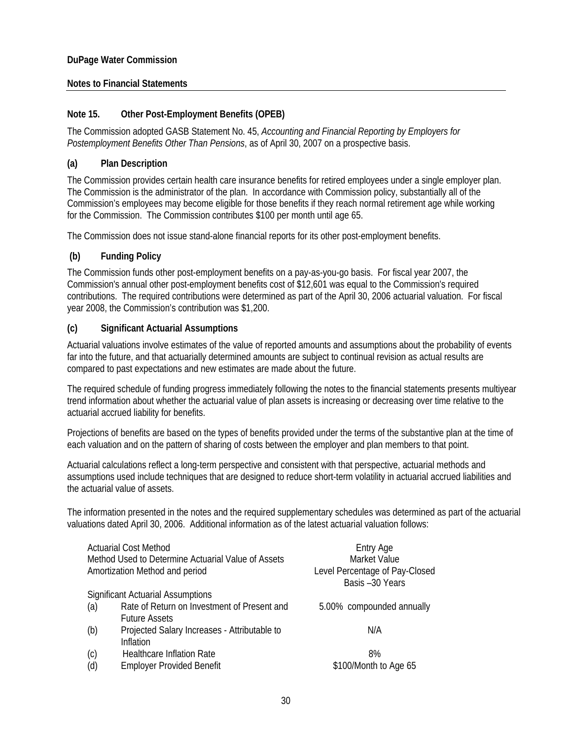**DuPage Water Commission**

**Notes to Financial Statements**

## Note 15. Other Post-Employment Benefits (OPEB)

The Commission adopted GASB Statement No. 45, *Accounting and Financial Reporting by Employers for Postemployment Benefits Other Than Pensions*, as of April 30, 2007 on a prospective basis.

### (a) Plan Description

The Commission provides certain health care insurance benefits for retired employees under a single employer plan. The Commission is the administrator of the plan. In accordance with Commission policy, substantially all of the Commission's employees may become eligible for those benefits if they reach normal retirement age while working for the Commission. The Commission contributes $100 per month until age 65.

The Commission does not issue stand-alone financial reports for its other post-employment benefits.

### (b) Funding Policy

The Commission funds other post-employment benefits on a pay-as-you-go basis. For fiscal year 2007, the Commission's annual other post-employment benefits cost of $12,601 was equal to the Commission's required contributions. The required contributions were determined as part of the April 30, 2006 actuarial valuation. For fiscal year 2008, the Commission's contribution was $1,200.

### (c) Significant Actuarial Assumptions

Actuarial valuations involve estimates of the value of reported amounts and assumptions about the probability of events far into the future, and that actuarially determined amounts are subject to continual revision as actual results are compared to past expectations and new estimates are made about the future.

The required schedule of funding progress immediately following the notes to the financial statements presents multiyear trend information about whether the actuarial value of plan assets is increasing or decreasing over time relative to the actuarial accrued liability for benefits.

Projections of benefits are based on the types of benefits provided under the terms of the substantive plan at the time of each valuation and on the pattern of sharing of costs between the employer and plan members to that point.

Actuarial calculations reflect a long-term perspective and consistent with that perspective, actuarial methods and assumptions used include techniques that are designed to reduce short-term volatility in actuarial accrued liabilities and the actuarial value of assets.

The information presented in the notes and the required supplementary schedules was determined as part of the actuarial valuations dated April 30, 2006. Additional information as of the latest actuarial valuation follows:

| | |
|---|---|
| Actuarial Cost Method | Entry Age |
| Method Used to Determine Actuarial Value of Assets | Market Value |
| Amortization Method and period | Level Percentage of Pay-Closed Basis –30 Years |
| Significant Actuarial Assumptions | |
| (a) Rate of Return on Investment of Present and Future Assets | 5.00% compounded annually |
| (b) Projected Salary Increases - Attributable to Inflation | N/A |
| (c) Healthcare Inflation Rate | 8% |
| (d) Employer Provided Benefit | $100/Month to Age 65 |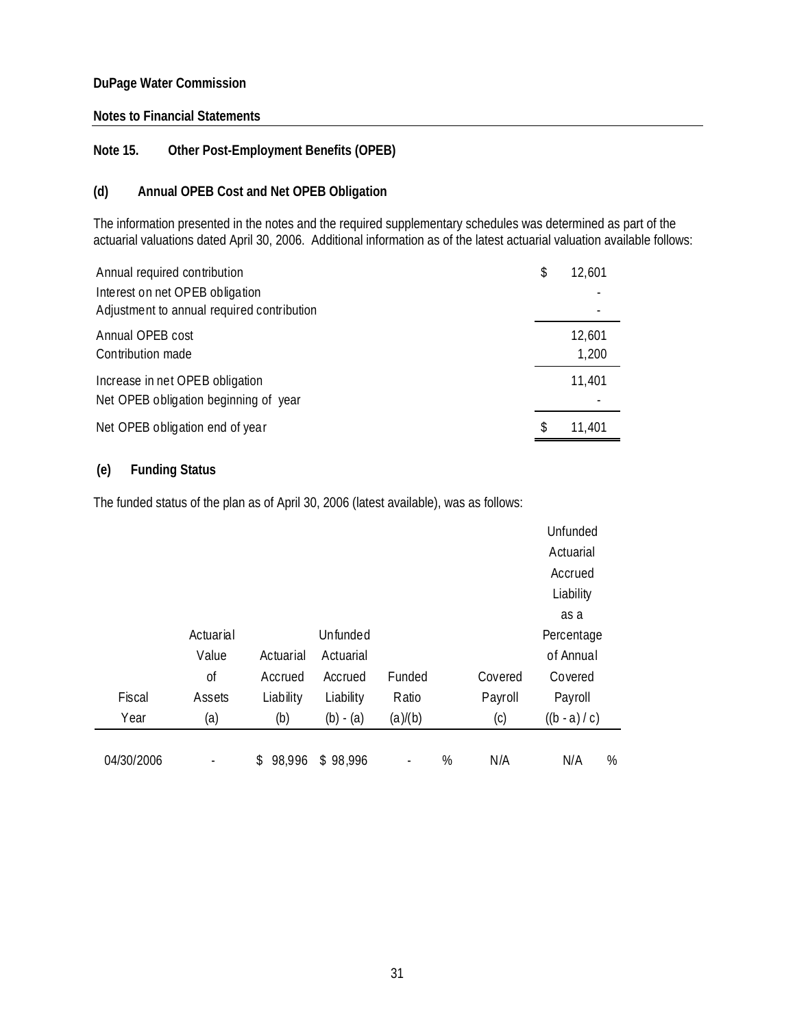**DuPage Water Commission**

**Notes to Financial Statements**

## Note 15. Other Post-Employment Benefits (OPEB)

### (d) Annual OPEB Cost and Net OPEB Obligation

The information presented in the notes and the required supplementary schedules was determined as part of the actuarial valuations dated April 30, 2006. Additional information as of the latest actuarial valuation available follows:

| | |
|---|---|
| Annual required contribution | $ 12,601 |
| Interest on net OPEB obligation | - |
| Adjustment to annual required contribution | - |
| Annual OPEB cost | 12,601 |
| Contribution made | 1,200 |
| Increase in net OPEB obligation | 11,401 |
| Net OPEB obligation beginning of year | - |
| Net OPEB obligation end of year | $ 11,401 |

### (e) Funding Status

The funded status of the plan as of April 30, 2006 (latest available), was as follows:

| Fiscal Year | Actuarial Value of Assets (a) | Actuarial Accrued Liability (b) | Unfunded Actuarial Accrued Liability (b) - (a) | Funded Ratio (a)/(b) | Covered Payroll (c) | Unfunded Actuarial Accrued Liability as a Percentage of Annual Covered Payroll ((b - a) / c) |
|---|---|---|---|---|---|---|
| 04/30/2006 | - | $ 98,996 | $ 98,996 | - % | N/A | N/A % |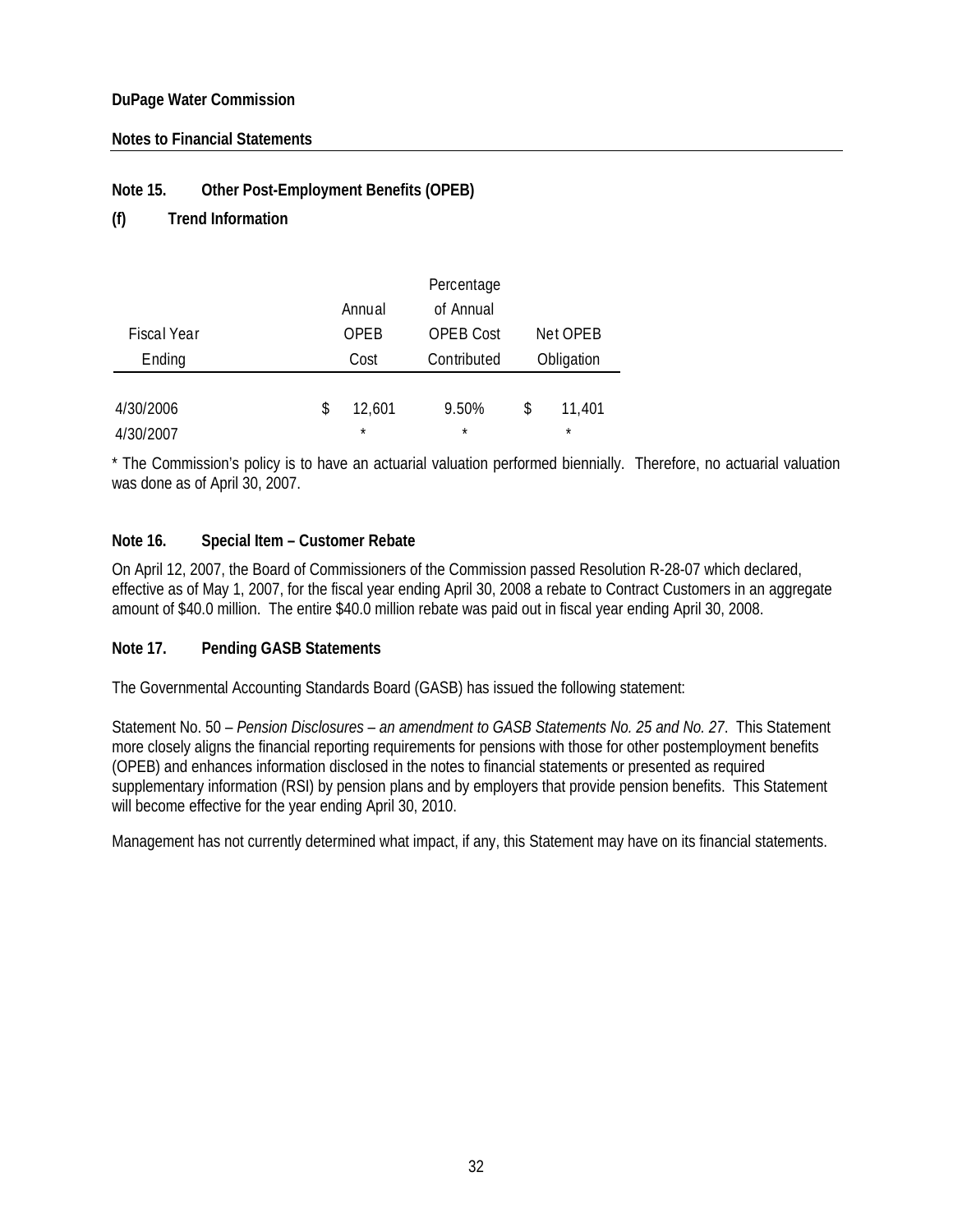**DuPage Water Commission**

**Notes to Financial Statements**

## Note 15. Other Post-Employment Benefits (OPEB)

### (f) Trend Information

| Fiscal Year Ending | Annual OPEB Cost | Percentage of Annual OPEB Cost Contributed | Net OPEB Obligation |
|---|---|---|---|
| 4/30/2006 | $ 12,601 | 9.50% | $ 11,401 |
| 4/30/2007 | * | * | * |

* The Commission's policy is to have an actuarial valuation performed biennially. Therefore, no actuarial valuation was done as of April 30, 2007.

## Note 16. Special Item – Customer Rebate

On April 12, 2007, the Board of Commissioners of the Commission passed Resolution R-28-07 which declared, effective as of May 1, 2007, for the fiscal year ending April 30, 2008 a rebate to Contract Customers in an aggregate amount of $40.0 million. The entire $40.0 million rebate was paid out in fiscal year ending April 30, 2008.

## Note 17. Pending GASB Statements

The Governmental Accounting Standards Board (GASB) has issued the following statement:

Statement No. 50 – *Pension Disclosures – an amendment to GASB Statements No. 25 and No. 27*. This Statement more closely aligns the financial reporting requirements for pensions with those for other postemployment benefits (OPEB) and enhances information disclosed in the notes to financial statements or presented as required supplementary information (RSI) by pension plans and by employers that provide pension benefits. This Statement will become effective for the year ending April 30, 2010.

Management has not currently determined what impact, if any, this Statement may have on its financial statements.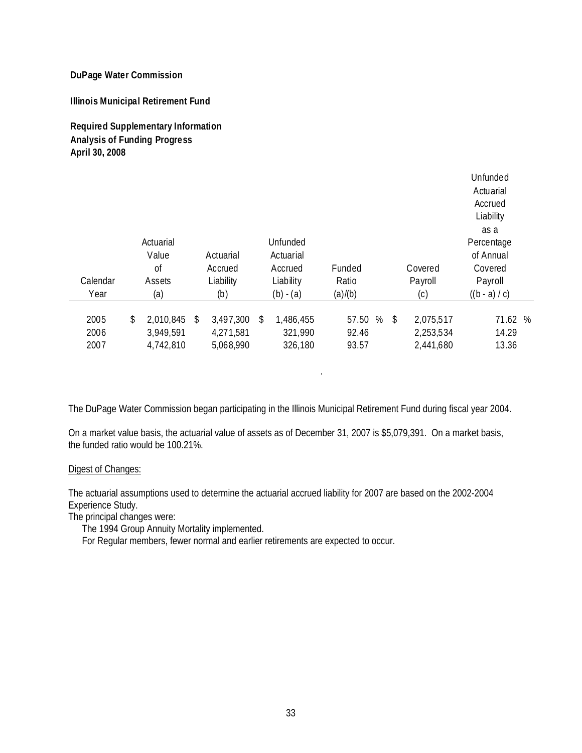**DuPage Water Commission**

**Illinois Municipal Retirement Fund**

**Required Supplementary Information**
**Analysis of Funding Progress**
**April 30, 2008**

| Calendar Year | Actuarial Value of Assets (a) | Actuarial Accrued Liability (b) | Unfunded Actuarial Accrued Liability (b) - (a) | Funded Ratio (a)/(b) | Covered Payroll (c) | Unfunded Actuarial Accrued Liability as a Percentage of Annual Covered Payroll ((b - a) / c) |
|---|---|---|---|---|---|---|
| 2005 | $ 2,010,845 | $ 3,497,300 | $ 1,486,455 | 57.50 % | $ 2,075,517 | 71.62 % |
| 2006 | 3,949,591 | 4,271,581 | 321,990 | 92.46 | 2,253,534 | 14.29 |
| 2007 | 4,742,810 | 5,068,990 | 326,180 | 93.57 | 2,441,680 | 13.36 |

The DuPage Water Commission began participating in the Illinois Municipal Retirement Fund during fiscal year 2004.

On a market value basis, the actuarial value of assets as of December 31, 2007 is $5,079,391. On a market basis, the funded ratio would be 100.21%.

Digest of Changes:

The actuarial assumptions used to determine the actuarial accrued liability for 2007 are based on the 2002-2004 Experience Study.
The principal changes were:
The 1994 Group Annuity Mortality implemented.
For Regular members, fewer normal and earlier retirements are expected to occur.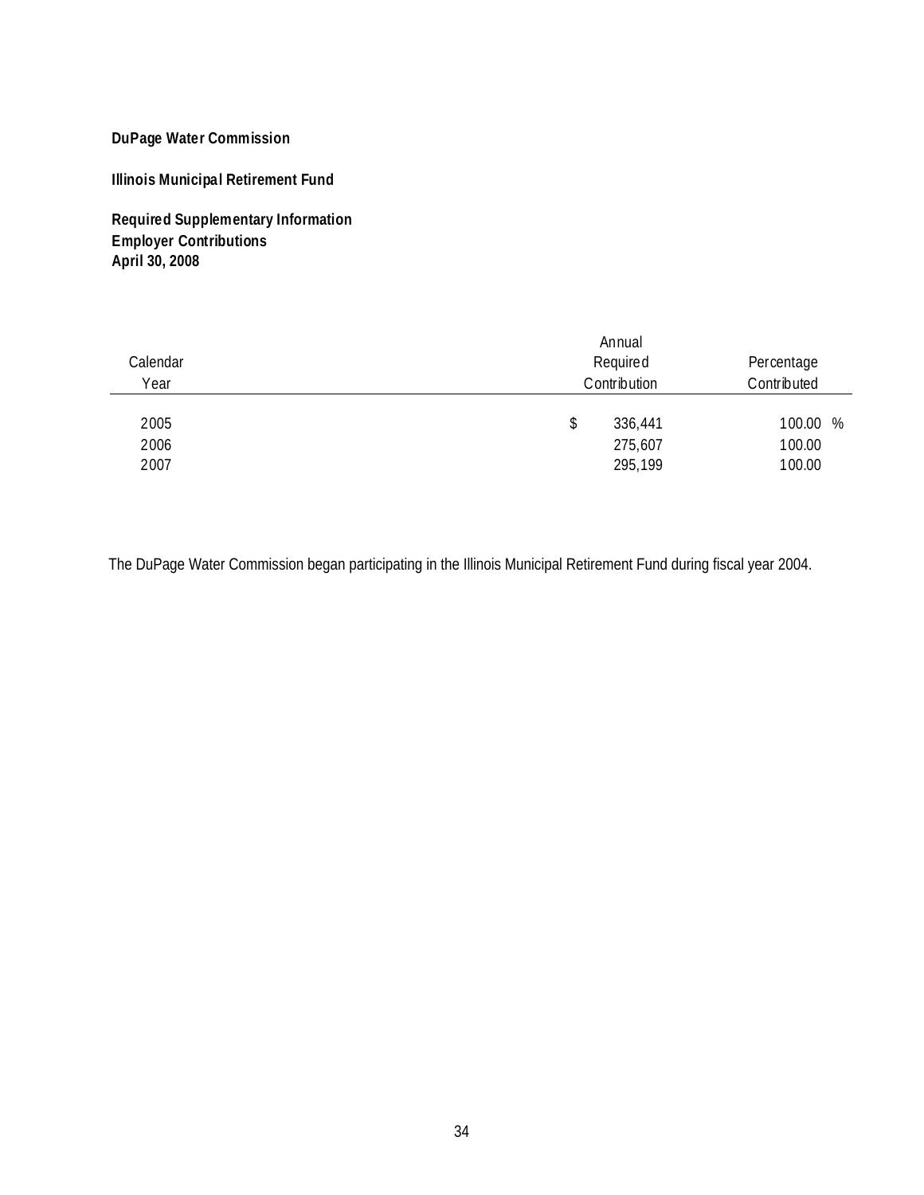**DuPage Water Commission**

**Illinois Municipal Retirement Fund**

**Required Supplementary Information**
**Employer Contributions**
**April 30, 2008**

| Calendar Year | Annual Required Contribution | Percentage Contributed |
|---|---|---|
| 2005 | $ 336,441 | 100.00 % |
| 2006 | 275,607 | 100.00 |
| 2007 | 295,199 | 100.00 |

The DuPage Water Commission began participating in the Illinois Municipal Retirement Fund during fiscal year 2004.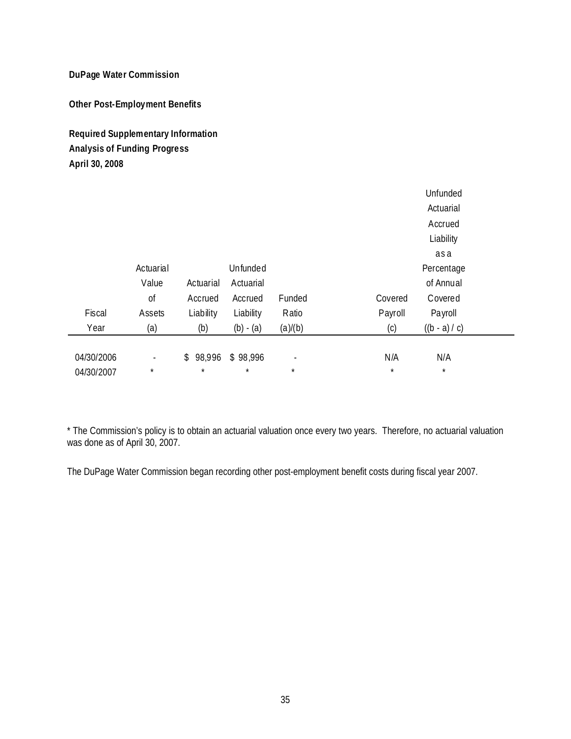**DuPage Water Commission**

**Other Post-Employment Benefits**

**Required Supplementary Information**
**Analysis of Funding Progress**
**April 30, 2008**

| Fiscal Year | Actuarial Value of Assets (a) | Actuarial Accrued Liability (b) | Unfunded Actuarial Accrued Liability (b) - (a) | Funded Ratio (a)/(b) | Covered Payroll (c) | Unfunded Actuarial Accrued Liability as a Percentage of Annual Covered Payroll ((b - a) / c) |
|---|---|---|---|---|---|---|
| 04/30/2006 | - | $ 98,996 | $ 98,996 | - | N/A | N/A |
| 04/30/2007 | * | * | * | * | * | * |

* The Commission's policy is to obtain an actuarial valuation once every two years. Therefore, no actuarial valuation was done as of April 30, 2007.

The DuPage Water Commission began recording other post-employment benefit costs during fiscal year 2007.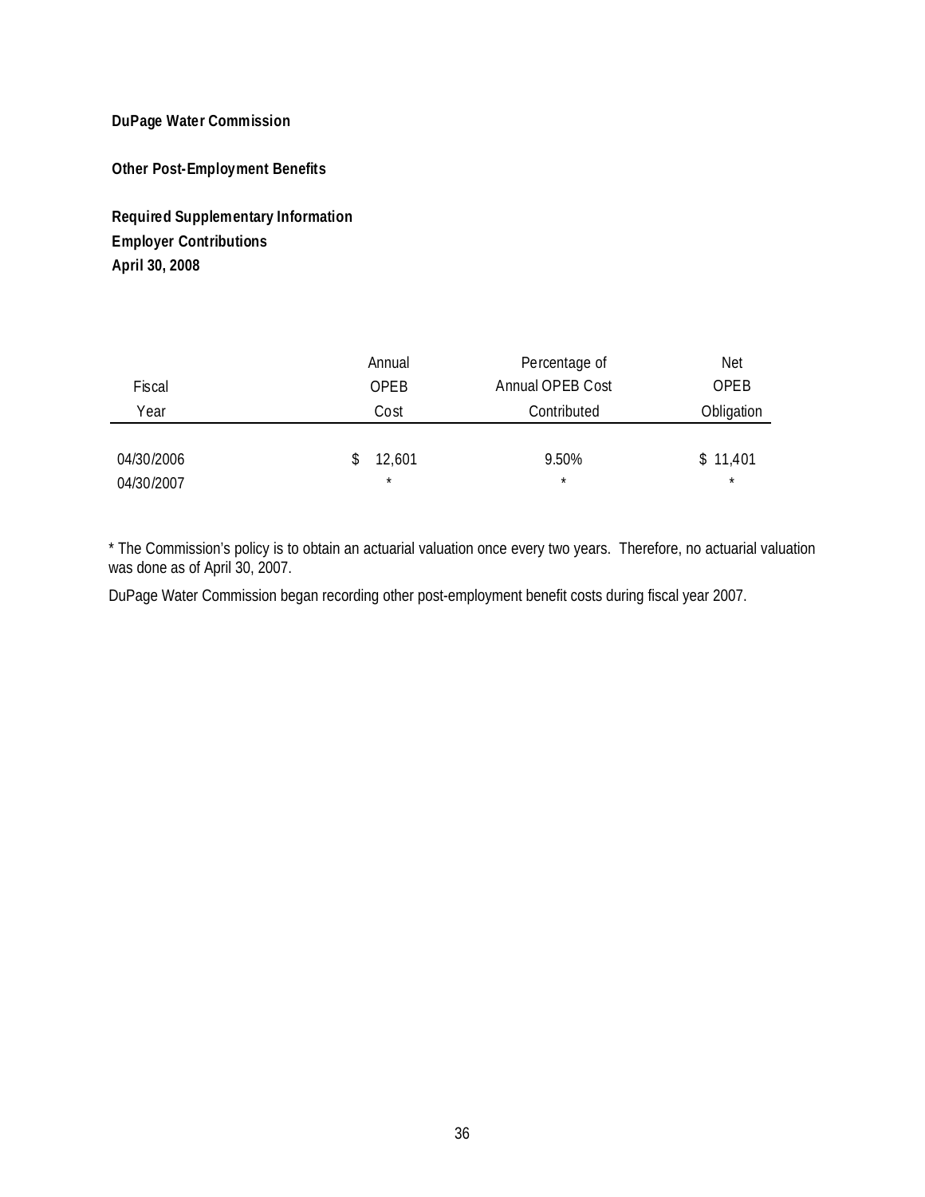**DuPage Water Commission**

**Other Post-Employment Benefits**

**Required Supplementary Information**
**Employer Contributions**
**April 30, 2008**

| Fiscal Year | Annual OPEB Cost | Percentage of Annual OPEB Cost Contributed | Net OPEB Obligation |
|---|---|---|---|
| 04/30/2006 | $ 12,601 | 9.50% | $ 11,401 |
| 04/30/2007 | * | * | * |

* The Commission's policy is to obtain an actuarial valuation once every two years. Therefore, no actuarial valuation was done as of April 30, 2007.

DuPage Water Commission began recording other post-employment benefit costs during fiscal year 2007.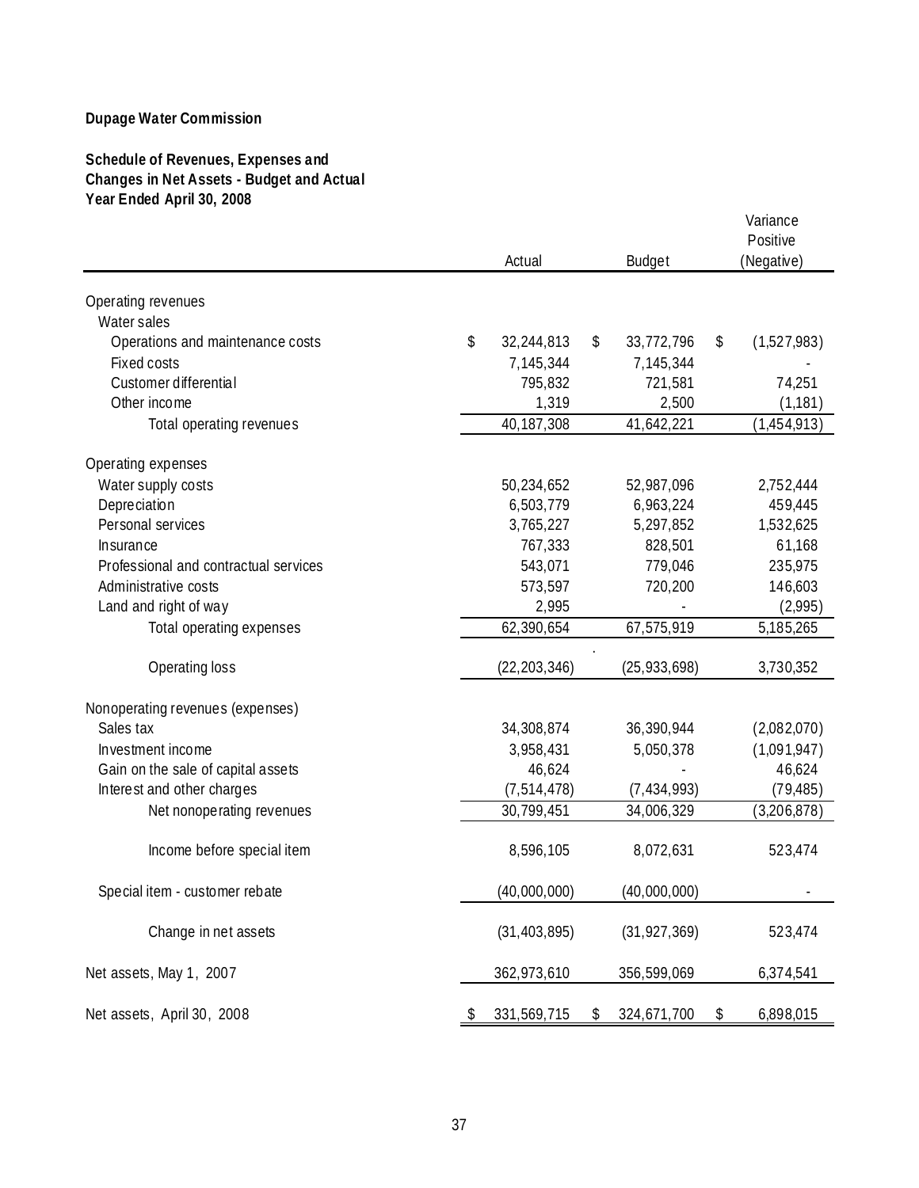**Dupage Water Commission**

**Schedule of Revenues, Expenses and Changes in Net Assets - Budget and Actual Year Ended April 30, 2008**

| | Actual | Budget | Variance Positive (Negative) |
|---|---|---|---|
| Operating revenues | | | |
| Water sales | | | |
| Operations and maintenance costs | $ 32,244,813 | $ 33,772,796 | $ (1,527,983) |
| Fixed costs | 7,145,344 | 7,145,344 | - |
| Customer differential | 795,832 | 721,581 | 74,251 |
| Other income | 1,319 | 2,500 | (1,181) |
| Total operating revenues | 40,187,308 | 41,642,221 | (1,454,913) |
| Operating expenses | | | |
| Water supply costs | 50,234,652 | 52,987,096 | 2,752,444 |
| Depreciation | 6,503,779 | 6,963,224 | 459,445 |
| Personal services | 3,765,227 | 5,297,852 | 1,532,625 |
| Insurance | 767,333 | 828,501 | 61,168 |
| Professional and contractual services | 543,071 | 779,046 | 235,975 |
| Administrative costs | 573,597 | 720,200 | 146,603 |
| Land and right of way | 2,995 | - | (2,995) |
| Total operating expenses | 62,390,654 | 67,575,919 | 5,185,265 |
| Operating loss | (22,203,346) | (25,933,698) | 3,730,352 |
| Nonoperating revenues (expenses) | | | |
| Sales tax | 34,308,874 | 36,390,944 | (2,082,070) |
| Investment income | 3,958,431 | 5,050,378 | (1,091,947) |
| Gain on the sale of capital assets | 46,624 | - | 46,624 |
| Interest and other charges | (7,514,478) | (7,434,993) | (79,485) |
| Net nonoperating revenues | 30,799,451 | 34,006,329 | (3,206,878) |
| Income before special item | 8,596,105 | 8,072,631 | 523,474 |
| Special item - customer rebate | (40,000,000) | (40,000,000) | - |
| Change in net assets | (31,403,895) | (31,927,369) | 523,474 |
| Net assets, May 1, 2007 | 362,973,610 | 356,599,069 | 6,374,541 |
| Net assets, April 30, 2008 | $ 331,569,715 | $ 324,671,700 | $ 6,898,015 |